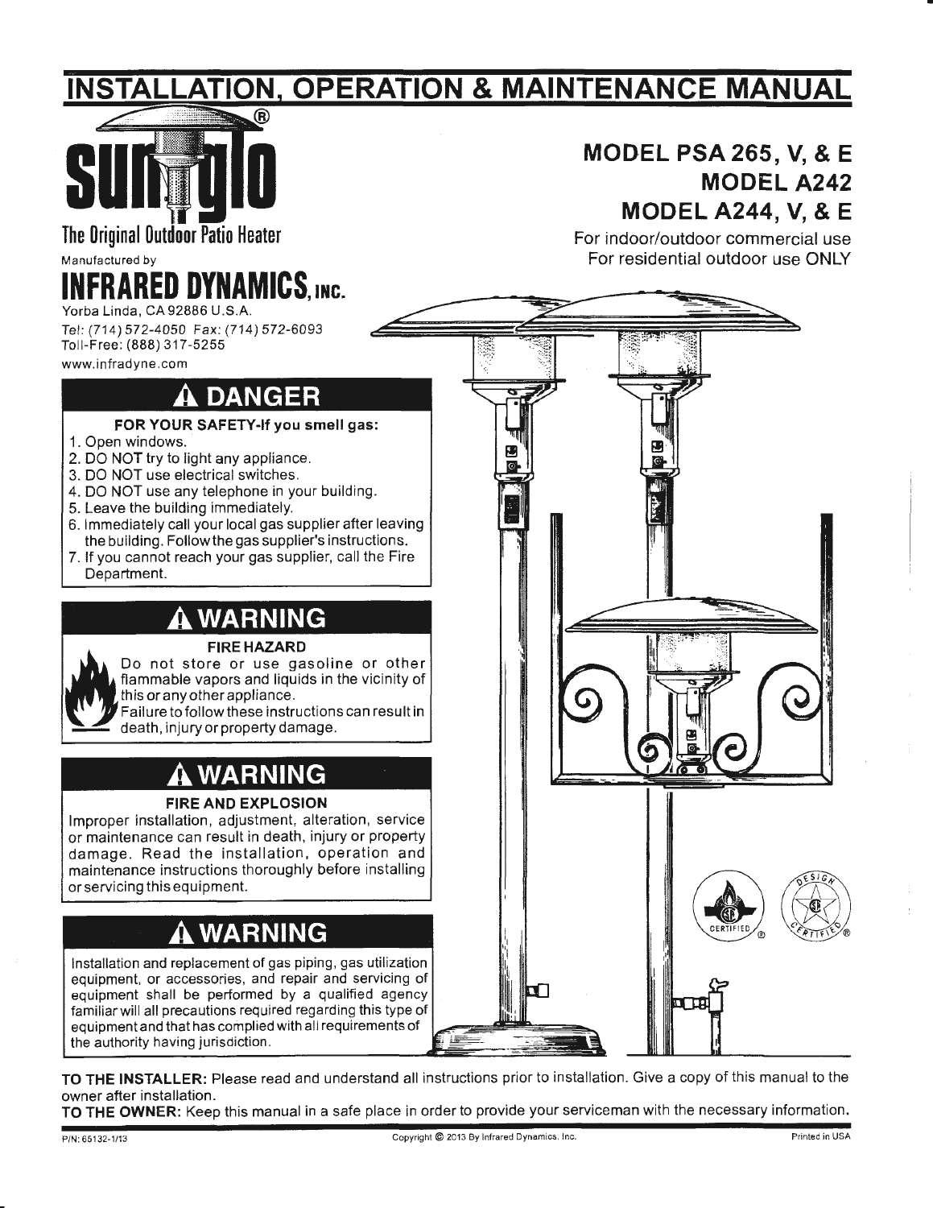# INSTALLATION, OPERATION & MAINTENANCE MANUAL

**sunglo®**

The Original Outdoor Patio Heater

Manufactured by

**INFRARED DYNAMICS, INC.**

Yorba Linda, CA 92886 U.S.A.
Tel: (714) 572-4050 Fax: (714) 572-6093
Toll-Free: (888) 317-5255
www.infradyne.com

## MODEL PSA 265, V, & E
## MODEL A242
## MODEL A244, V, & E

For indoor/outdoor commercial use
For residential outdoor use ONLY

## ⚠ DANGER

**FOR YOUR SAFETY-If you smell gas:**

1. Open windows.
2. DO NOT try to light any appliance.
3. DO NOT use electrical switches.
4. DO NOT use any telephone in your building.
5. Leave the building immediately.
6. Immediately call your local gas supplier after leaving the building. Follow the gas supplier's instructions.
7. If you cannot reach your gas supplier, call the Fire Department.

## ⚠ WARNING

**FIRE HAZARD**

Do not store or use gasoline or other flammable vapors and liquids in the vicinity of this or any other appliance.
Failure to follow these instructions can result in death, injury or property damage.

## ⚠ WARNING

**FIRE AND EXPLOSION**

Improper installation, adjustment, alteration, service or maintenance can result in death, injury or property damage. Read the installation, operation and maintenance instructions thoroughly before installing or servicing this equipment.

## ⚠ WARNING

Installation and replacement of gas piping, gas utilization equipment, or accessories, and repair and servicing of equipment shall be performed by a qualified agency familiar will all precautions required regarding this type of equipment and that has complied with all requirements of the authority having jurisdiction.

**TO THE INSTALLER:** Please read and understand all instructions prior to installation. Give a copy of this manual to the owner after installation.

**TO THE OWNER:** Keep this manual in a safe place in order to provide your serviceman with the necessary information.

P/N: 65132-1/13 Copyright © 2013 By Infrared Dynamics, Inc. Printed in USA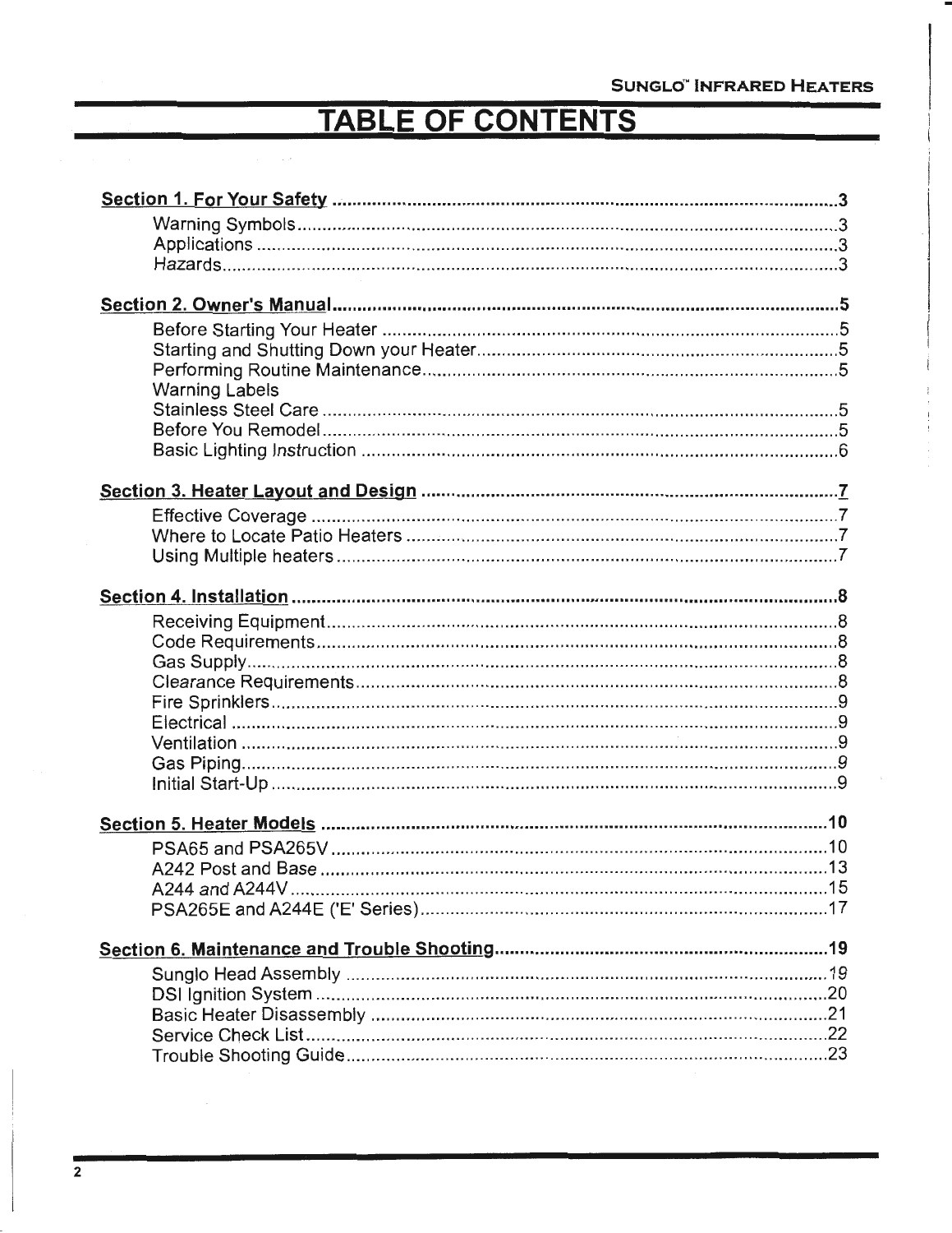# TABLE OF CONTENTS

**Section 1. For Your Safety** ..... 3

- Warning Symbols ..... 3
- Applications ..... 3
- Hazards ..... 3

**Section 2. Owner's Manual** ..... 5

- Before Starting Your Heater ..... 5
- Starting and Shutting Down your Heater ..... 5
- Performing Routine Maintenance ..... 5
- Warning Labels
- Stainless Steel Care ..... 5
- Before You Remodel ..... 5
- Basic Lighting Instruction ..... 6

**Section 3. Heater Layout and Design** ..... 7

- Effective Coverage ..... 7
- Where to Locate Patio Heaters ..... 7
- Using Multiple heaters ..... 7

**Section 4. Installation** ..... 8

- Receiving Equipment ..... 8
- Code Requirements ..... 8
- Gas Supply ..... 8
- Clearance Requirements ..... 8
- Fire Sprinklers ..... 9
- Electrical ..... 9
- Ventilation ..... 9
- Gas Piping ..... 9
- Initial Start-Up ..... 9

**Section 5. Heater Models** ..... 10

- PSA65 and PSA265V ..... 10
- A242 Post and Base ..... 13
- A244 and A244V ..... 15
- PSA265E and A244E ('E' Series) ..... 17

**Section 6. Maintenance and Trouble Shooting** ..... 19

- Sunglo Head Assembly ..... 19
- DSI Ignition System ..... 20
- Basic Heater Disassembly ..... 21
- Service Check List ..... 22
- Trouble Shooting Guide ..... 23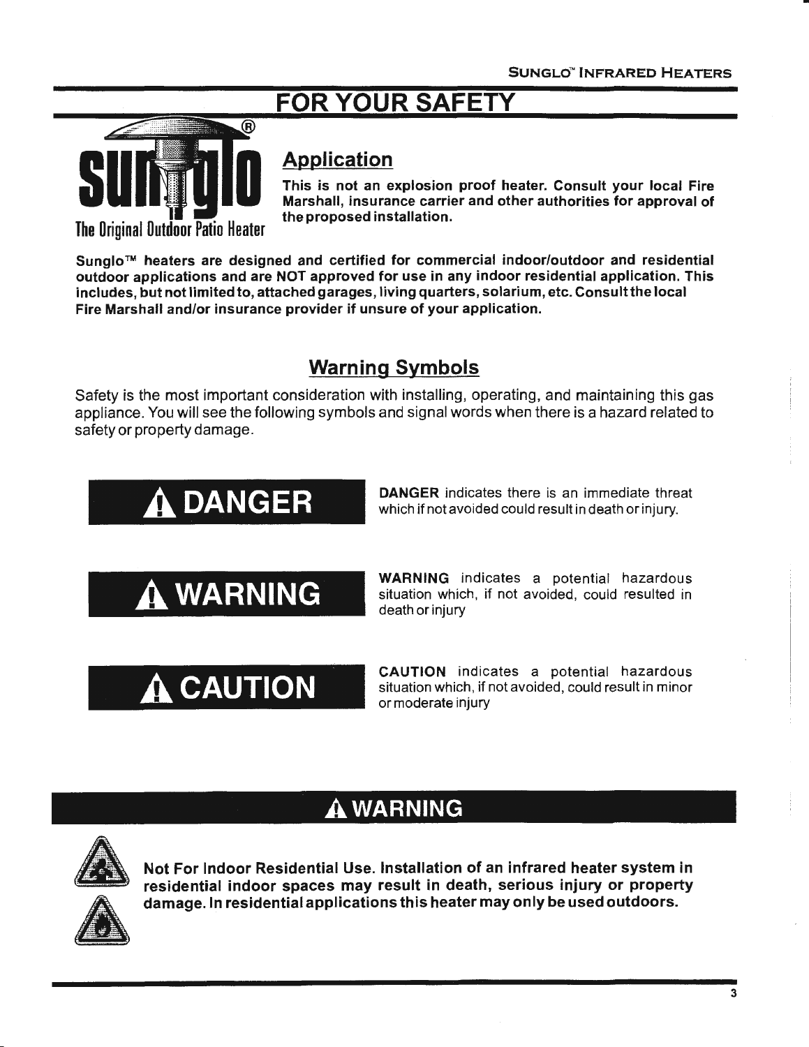# FOR YOUR SAFETY

sunglo®

The Original Outdoor Patio Heater

## Application

**This is not an explosion proof heater. Consult your local Fire Marshall, insurance carrier and other authorities for approval of the proposed installation.**

**Sunglo™ heaters are designed and certified for commercial indoor/outdoor and residential outdoor applications and are NOT approved for use in any indoor residential application. This includes, but not limited to, attached garages, living quarters, solarium, etc. Consult the local Fire Marshall and/or insurance provider if unsure of your application.**

## Warning Symbols

Safety is the most important consideration with installing, operating, and maintaining this gas appliance. You will see the following symbols and signal words when there is a hazard related to safety or property damage.

**⚠ DANGER** — **DANGER** indicates there is an immediate threat which if not avoided could result in death or injury.

**⚠ WARNING** — **WARNING** indicates a potential hazardous situation which, if not avoided, could resulted in death or injury

**⚠ CAUTION** — **CAUTION** indicates a potential hazardous situation which, if not avoided, could result in minor or moderate injury

### ⚠ WARNING

**Not For Indoor Residential Use. Installation of an infrared heater system in residential indoor spaces may result in death, serious injury or property damage. In residential applications this heater may only be used outdoors.**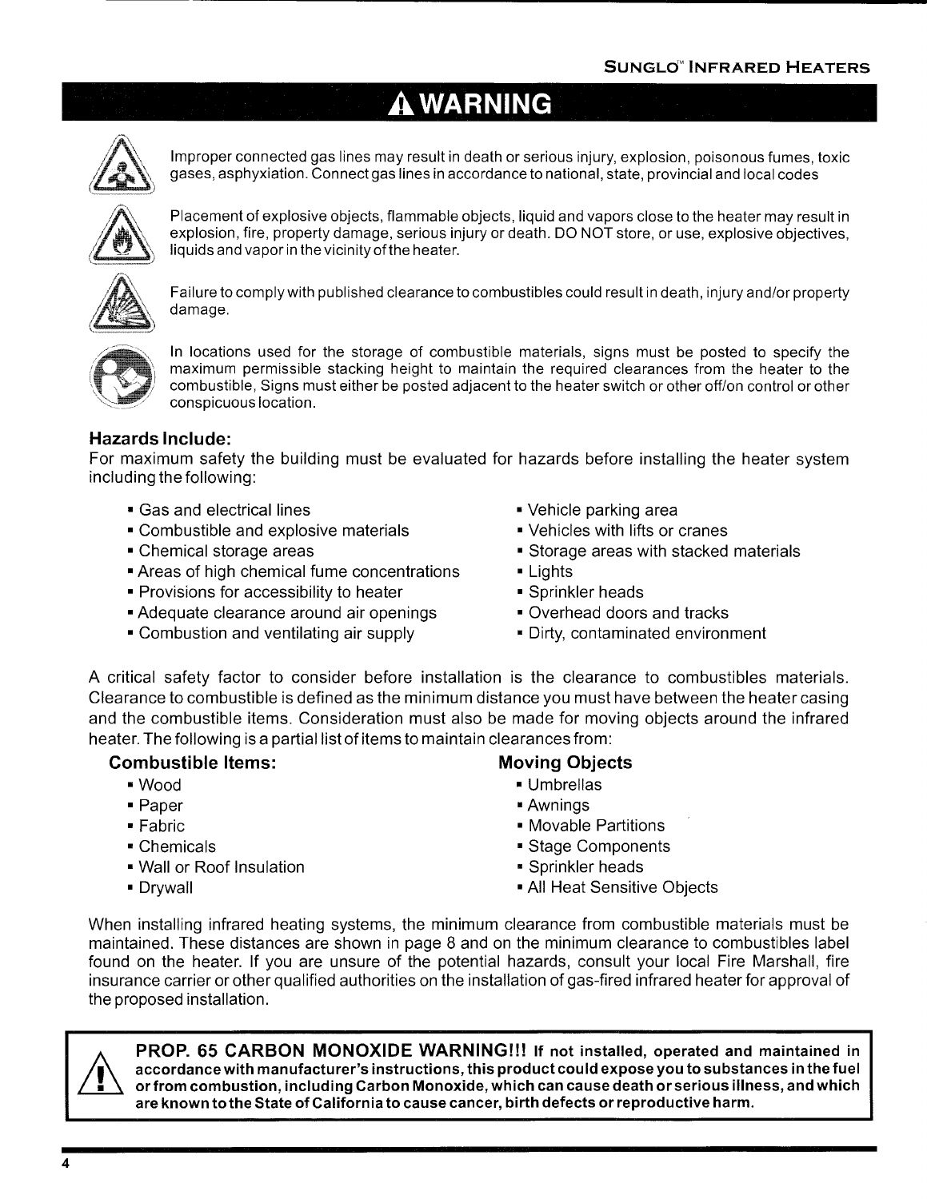## ⚠ WARNING

Improper connected gas lines may result in death or serious injury, explosion, poisonous fumes, toxic gases, asphyxiation. Connect gas lines in accordance to national, state, provincial and local codes

Placement of explosive objects, flammable objects, liquid and vapors close to the heater may result in explosion, fire, property damage, serious injury or death. DO NOT store, or use, explosive objectives, liquids and vapor in the vicinity of the heater.

Failure to comply with published clearance to combustibles could result in death, injury and/or property damage.

In locations used for the storage of combustible materials, signs must be posted to specify the maximum permissible stacking height to maintain the required clearances from the heater to the combustible, Signs must either be posted adjacent to the heater switch or other off/on control or other conspicuous location.

### Hazards Include:

For maximum safety the building must be evaluated for hazards before installing the heater system including the following:

- Gas and electrical lines
- Combustible and explosive materials
- Chemical storage areas
- Areas of high chemical fume concentrations
- Provisions for accessibility to heater
- Adequate clearance around air openings
- Combustion and ventilating air supply
- Vehicle parking area
- Vehicles with lifts or cranes
- Storage areas with stacked materials
- Lights
- Sprinkler heads
- Overhead doors and tracks
- Dirty, contaminated environment

A critical safety factor to consider before installation is the clearance to combustibles materials. Clearance to combustible is defined as the minimum distance you must have between the heater casing and the combustible items. Consideration must also be made for moving objects around the infrared heater. The following is a partial list of items to maintain clearances from:

**Combustible Items:**

- Wood
- Paper
- Fabric
- Chemicals
- Wall or Roof Insulation
- Drywall

**Moving Objects**

- Umbrellas
- Awnings
- Movable Partitions
- Stage Components
- Sprinkler heads
- All Heat Sensitive Objects

When installing infrared heating systems, the minimum clearance from combustible materials must be maintained. These distances are shown in page 8 and on the minimum clearance to combustibles label found on the heater. If you are unsure of the potential hazards, consult your local Fire Marshall, fire insurance carrier or other qualified authorities on the installation of gas-fired infrared heater for approval of the proposed installation.

**PROP. 65 CARBON MONOXIDE WARNING!!! If not installed, operated and maintained in accordance with manufacturer's instructions, this product could expose you to substances in the fuel or from combustion, including Carbon Monoxide, which can cause death or serious illness, and which are known to the State of California to cause cancer, birth defects or reproductive harm.**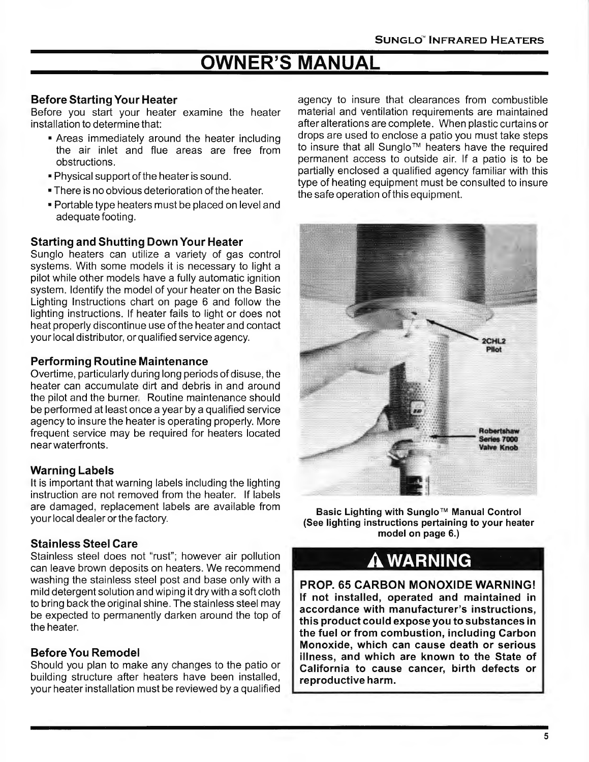# OWNER'S MANUAL

### Before Starting Your Heater

Before you start your heater examine the heater installation to determine that:

- Areas immediately around the heater including the air inlet and flue areas are free from obstructions.
- Physical support of the heater is sound.
- There is no obvious deterioration of the heater.
- Portable type heaters must be placed on level and adequate footing.

### Starting and Shutting Down Your Heater

Sunglo heaters can utilize a variety of gas control systems. With some models it is necessary to light a pilot while other models have a fully automatic ignition system. Identify the model of your heater on the Basic Lighting Instructions chart on page 6 and follow the lighting instructions. If heater fails to light or does not heat properly discontinue use of the heater and contact your local distributor, or qualified service agency.

### Performing Routine Maintenance

Overtime, particularly during long periods of disuse, the heater can accumulate dirt and debris in and around the pilot and the burner. Routine maintenance should be performed at least once a year by a qualified service agency to insure the heater is operating properly. More frequent service may be required for heaters located near waterfronts.

### Warning Labels

It is important that warning labels including the lighting instruction are not removed from the heater. If labels are damaged, replacement labels are available from your local dealer or the factory.

### Stainless Steel Care

Stainless steel does not "rust"; however air pollution can leave brown deposits on heaters. We recommend washing the stainless steel post and base only with a mild detergent solution and wiping it dry with a soft cloth to bring back the original shine. The stainless steel may be expected to permanently darken around the top of the heater.

### Before You Remodel

Should you plan to make any changes to the patio or building structure after heaters have been installed, your heater installation must be reviewed by a qualified agency to insure that clearances from combustible material and ventilation requirements are maintained after alterations are complete. When plastic curtains or drops are used to enclose a patio you must take steps to insure that all Sunglo™ heaters have the required permanent access to outside air. If a patio is to be partially enclosed a qualified agency familiar with this type of heating equipment must be consulted to insure the safe operation of this equipment.

2CHL2 Pilot

Robertshaw Series 7000 Valve Knob

**Basic Lighting with Sunglo™ Manual Control (See lighting instructions pertaining to your heater model on page 6.)**

## ⚠ WARNING

**PROP. 65 CARBON MONOXIDE WARNING!**
**If not installed, operated and maintained in accordance with manufacturer's instructions, this product could expose you to substances in the fuel or from combustion, including Carbon Monoxide, which can cause death or serious illness, and which are known to the State of California to cause cancer, birth defects or reproductive harm.**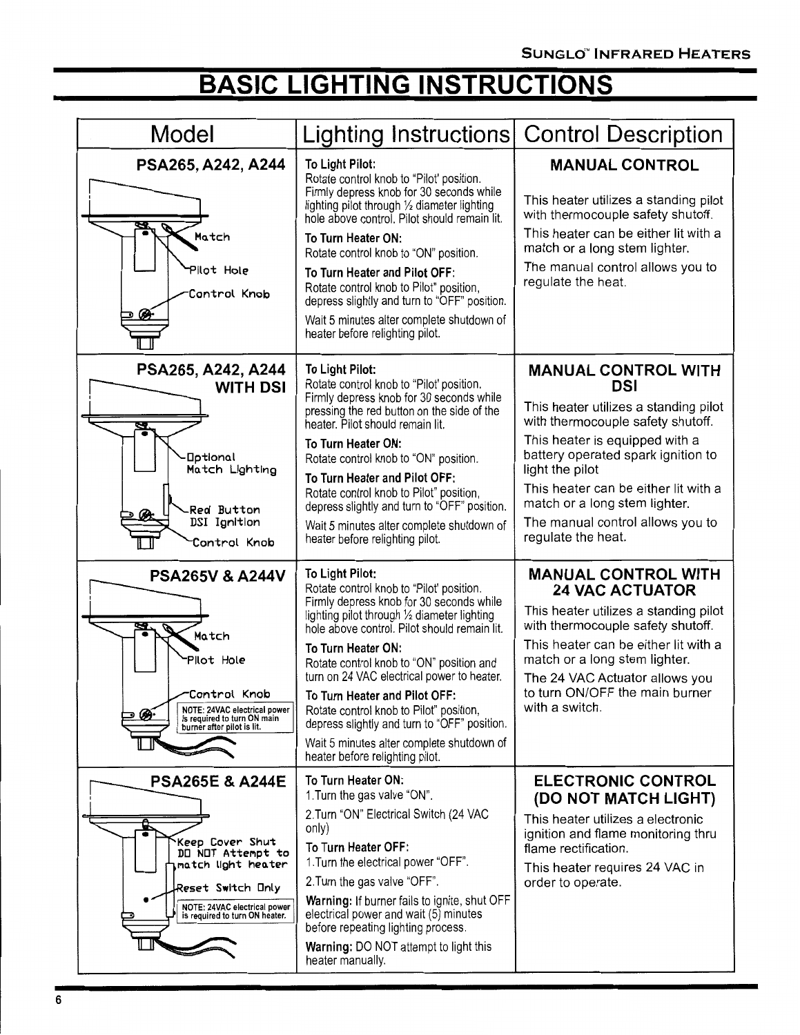# BASIC LIGHTING INSTRUCTIONS

| Model | Lighting Instructions | Control Description |
|---|---|---|
| **PSA265, A242, A244**<br>Match<br>Pilot Hole<br>Control Knob | **To Light Pilot:**<br>Rotate control knob to "Pilot' position. Firmly depress knob for 30 seconds while lighting pilot through ½ diameter lighting hole above control. Pilot should remain lit.<br>**To Turn Heater ON:**<br>Rotate control knob to "ON" position.<br>**To Turn Heater and Pilot OFF:**<br>Rotate control knob to Pilot" position, depress slightly and turn to "OFF" position.<br>Wait 5 minutes alter complete shutdown of heater before relighting pilot. | **MANUAL CONTROL**<br>This heater utilizes a standing pilot with thermocouple safety shutoff.<br>This heater can be either lit with a match or a long stem lighter.<br>The manual control allows you to regulate the heat. |
| **PSA265, A242, A244 WITH DSI**<br>Optional Match Lighting<br>Red Button DSI Ignition<br>Control Knob | **To Light Pilot:**<br>Rotate control knob to "Pilot' position. Firmly depress knob for 30 seconds while pressing the red button on the side of the heater. Pilot should remain lit.<br>**To Turn Heater ON:**<br>Rotate control knob to "ON" position.<br>**To Turn Heater and Pilot OFF:**<br>Rotate control knob to Pilot" position, depress slightly and turn to "OFF" position.<br>Wait 5 minutes alter complete shutdown of heater before relighting pilot. | **MANUAL CONTROL WITH DSI**<br>This heater utilizes a standing pilot with thermocouple safety shutoff.<br>This heater is equipped with a battery operated spark ignition to light the pilot<br>This heater can be either lit with a match or a long stem lighter.<br>The manual control allows you to regulate the heat. |
| **PSA265V & A244V**<br>Match<br>Pilot Hole<br>Control Knob<br>NOTE: 24VAC electrical power is required to turn ON main burner after pilot is lit. | **To Light Pilot:**<br>Rotate control knob to "Pilot' position. Firmly depress knob for 30 seconds while lighting pilot through ½ diameter lighting hole above control. Pilot should remain lit.<br>**To Turn Heater ON:**<br>Rotate control knob to "ON" position and turn on 24 VAC electrical power to heater.<br>**To Turn Heater and Pilot OFF:**<br>Rotate control knob to Pilot" position, depress slightly and turn to "OFF" position.<br>Wait 5 minutes alter complete shutdown of heater before relighting pilot. | **MANUAL CONTROL WITH 24 VAC ACTUATOR**<br>This heater utilizes a standing pilot with thermocouple safety shutoff.<br>This heater can be either lit with a match or a long stem lighter.<br>The 24 VAC Actuator allows you to turn ON/OFF the main burner with a switch. |
| **PSA265E & A244E**<br>Keep Cover Shut DO NOT Attempt to match light heater<br>Reset Switch Only<br>NOTE: 24VAC electrical power is required to turn ON heater. | **To Turn Heater ON:**<br>1.Turn the gas valve "ON".<br>2.Turn "ON" Electrical Switch (24 VAC only)<br>**To Turn Heater OFF:**<br>1.Turn the electrical power "OFF".<br>2.Turn the gas valve "OFF".<br>**Warning:** If burner fails to ignite, shut OFF electrical power and wait (5) minutes before repeating lighting process.<br>**Warning:** DO NOT attempt to light this heater manually. | **ELECTRONIC CONTROL (DO NOT MATCH LIGHT)**<br>This heater utilizes a electronic ignition and flame monitoring thru flame rectification.<br>This heater requires 24 VAC in order to operate. |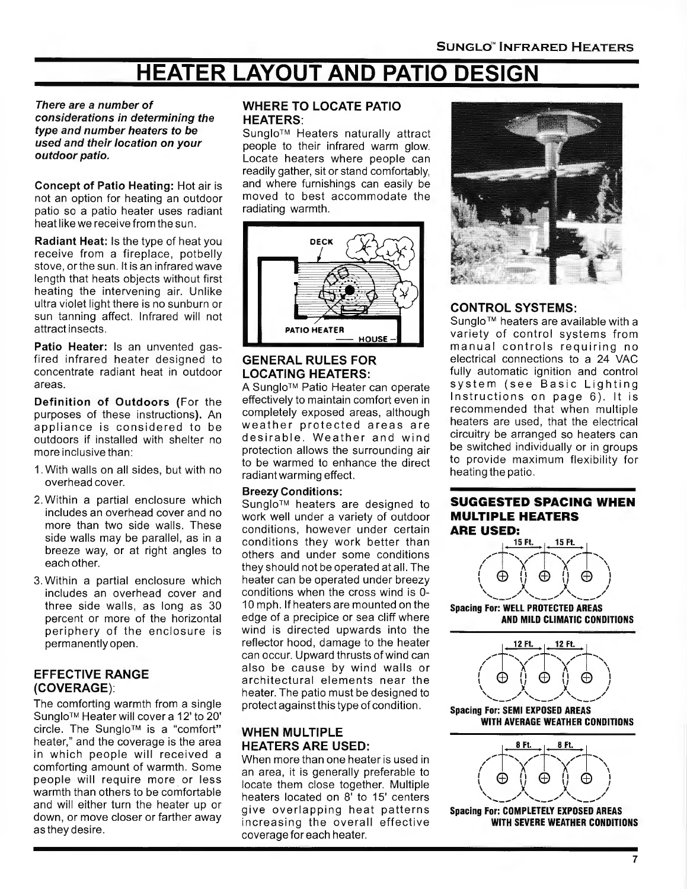# HEATER LAYOUT AND PATIO DESIGN

***There are a number of considerations in determining the type and number heaters to be used and their location on your outdoor patio.***

**Concept of Patio Heating:** Hot air is not an option for heating an outdoor patio so a patio heater uses radiant heat like we receive from the sun.

**Radiant Heat:** Is the type of heat you receive from a fireplace, potbelly stove, or the sun. It is an infrared wave length that heats objects without first heating the intervening air. Unlike ultra violet light there is no sunburn or sun tanning affect. Infrared will not attract insects.

**Patio Heater:** Is an unvented gas-fired infrared heater designed to concentrate radiant heat in outdoor areas.

**Definition of Outdoors (**For the purposes of these instructions**).** An appliance is considered to be outdoors if installed with shelter no more inclusive than:

1. With walls on all sides, but with no overhead cover.
2. Within a partial enclosure which includes an overhead cover and no more than two side walls. These side walls may be parallel, as in a breeze way, or at right angles to each other.
3. Within a partial enclosure which includes an overhead cover and three side walls, as long as 30 percent or more of the horizontal periphery of the enclosure is permanently open.

## EFFECTIVE RANGE (COVERAGE):

The comforting warmth from a single Sunglo™ Heater will cover a 12' to 20' circle. The Sunglo™ is a "comfort" heater," and the coverage is the area in which people will received a comforting amount of warmth. Some people will require more or less warmth than others to be comfortable and will either turn the heater up or down, or move closer or farther away as they desire.

## WHERE TO LOCATE PATIO HEATERS:

Sunglo™ Heaters naturally attract people to their infrared warm glow. Locate heaters where people can readily gather, sit or stand comfortably, and where furnishings can easily be moved to best accommodate the radiating warmth.

DECK

PATIO HEATER

HOUSE

## GENERAL RULES FOR LOCATING HEATERS:

A Sunglo™ Patio Heater can operate effectively to maintain comfort even in completely exposed areas, although weather protected areas are desirable. Weather and wind protection allows the surrounding air to be warmed to enhance the direct radiant warming effect.

**Breezy Conditions:**

Sunglo™ heaters are designed to work well under a variety of outdoor conditions, however under certain conditions they work better than others and under some conditions they should not be operated at all. The heater can be operated under breezy conditions when the cross wind is 0-10 mph. If heaters are mounted on the edge of a precipice or sea cliff where wind is directed upwards into the reflector hood, damage to the heater can occur. Upward thrusts of wind can also be cause by wind walls or architectural elements near the heater. The patio must be designed to protect against this type of condition.

## WHEN MULTIPLE HEATERS ARE USED:

When more than one heater is used in an area, it is generally preferable to locate them close together. Multiple heaters located on 8' to 15' centers give overlapping heat patterns increasing the overall effective coverage for each heater.

## CONTROL SYSTEMS:

Sunglo™ heaters are available with a variety of control systems from manual controls requiring no electrical connections to a 24 VAC fully automatic ignition and control system (see Basic Lighting Instructions on page 6). It is recommended that when multiple heaters are used, that the electrical circuitry be arranged so heaters can be switched individually or in groups to provide maximum flexibility for heating the patio.

## SUGGESTED SPACING WHEN MULTIPLE HEATERS ARE USED:

15 Ft. | 15 Ft.

**Spacing For: WELL PROTECTED AREAS AND MILD CLIMATIC CONDITIONS**

12 Ft. | 12 Ft.

**Spacing For: SEMI EXPOSED AREAS WITH AVERAGE WEATHER CONDITIONS**

8 Ft. | 8 Ft.

**Spacing For: COMPLETELY EXPOSED AREAS WITH SEVERE WEATHER CONDITIONS**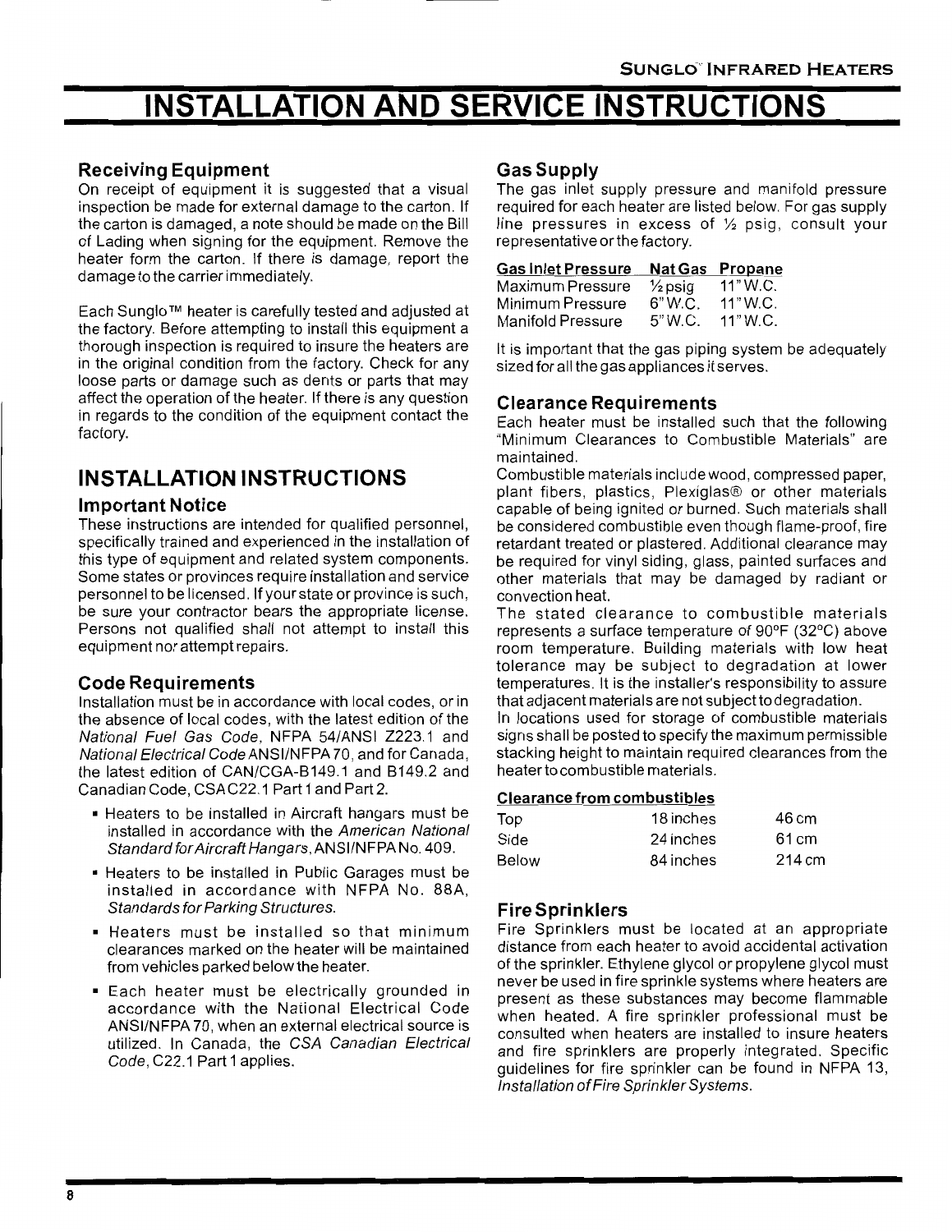# INSTALLATION AND SERVICE INSTRUCTIONS

### Receiving Equipment

On receipt of equipment it is suggested that a visual inspection be made for external damage to the carton. If the carton is damaged, a note should be made on the Bill of Lading when signing for the equipment. Remove the heater form the carton. If there is damage, report the damage to the carrier immediately.

Each Sunglo™ heater is carefully tested and adjusted at the factory. Before attempting to install this equipment a thorough inspection is required to insure the heaters are in the original condition from the factory. Check for any loose parts or damage such as dents or parts that may affect the operation of the heater. If there is any question in regards to the condition of the equipment contact the factory.

## INSTALLATION INSTRUCTIONS

### Important Notice

These instructions are intended for qualified personnel, specifically trained and experienced in the installation of this type of equipment and related system components. Some states or provinces require installation and service personnel to be licensed. If your state or province is such, be sure your contractor bears the appropriate license. Persons not qualified shall not attempt to install this equipment nor attempt repairs.

### Code Requirements

Installation must be in accordance with local codes, or in the absence of local codes, with the latest edition of the *National Fuel Gas Code*, NFPA 54/ANSI Z223.1 and *National Electrical Code* ANSI/NFPA 70, and for Canada, the latest edition of CAN/CGA-B149.1 and B149.2 and Canadian Code, CSA C22.1 Part 1 and Part 2.

- Heaters to be installed in Aircraft hangars must be installed in accordance with the *American National Standard for Aircraft Hangars*, ANSI/NFPA No. 409.
- Heaters to be installed in Public Garages must be installed in accordance with NFPA No. 88A, *Standards for Parking Structures.*
- Heaters must be installed so that minimum clearances marked on the heater will be maintained from vehicles parked below the heater.
- Each heater must be electrically grounded in accordance with the National Electrical Code ANSI/NFPA 70, when an external electrical source is utilized. In Canada, the *CSA Canadian Electrical Code*, C22.1 Part 1 applies.

### Gas Supply

The gas inlet supply pressure and manifold pressure required for each heater are listed below. For gas supply line pressures in excess of ½ psig, consult your representative or the factory.

| Gas Inlet Pressure | Nat Gas | Propane |
|---|---|---|
| Maximum Pressure | ½ psig | 11" W.C. |
| Minimum Pressure | 6" W.C. | 11" W.C. |
| Manifold Pressure | 5" W.C. | 11" W.C. |

It is important that the gas piping system be adequately sized for all the gas appliances it serves.

### Clearance Requirements

Each heater must be installed such that the following "Minimum Clearances to Combustible Materials" are maintained.

Combustible materials include wood, compressed paper, plant fibers, plastics, Plexiglas® or other materials capable of being ignited or burned. Such materials shall be considered combustible even though flame-proof, fire retardant treated or plastered. Additional clearance may be required for vinyl siding, glass, painted surfaces and other materials that may be damaged by radiant or convection heat.

The stated clearance to combustible materials represents a surface temperature of 90°F (32°C) above room temperature. Building materials with low heat tolerance may be subject to degradation at lower temperatures. It is the installer's responsibility to assure that adjacent materials are not subject to degradation.

In locations used for storage of combustible materials signs shall be posted to specify the maximum permissible stacking height to maintain required clearances from the heater to combustible materials.

| Clearance from combustibles | | |
|---|---|---|
| Top | 18 inches | 46 cm |
| Side | 24 inches | 61 cm |
| Below | 84 inches | 214 cm |

### Fire Sprinklers

Fire Sprinklers must be located at an appropriate distance from each heater to avoid accidental activation of the sprinkler. Ethylene glycol or propylene glycol must never be used in fire sprinkle systems where heaters are present as these substances may become flammable when heated. A fire sprinkler professional must be consulted when heaters are installed to insure heaters and fire sprinklers are properly integrated. Specific guidelines for fire sprinkler can be found in NFPA 13, *Installation of Fire Sprinkler Systems.*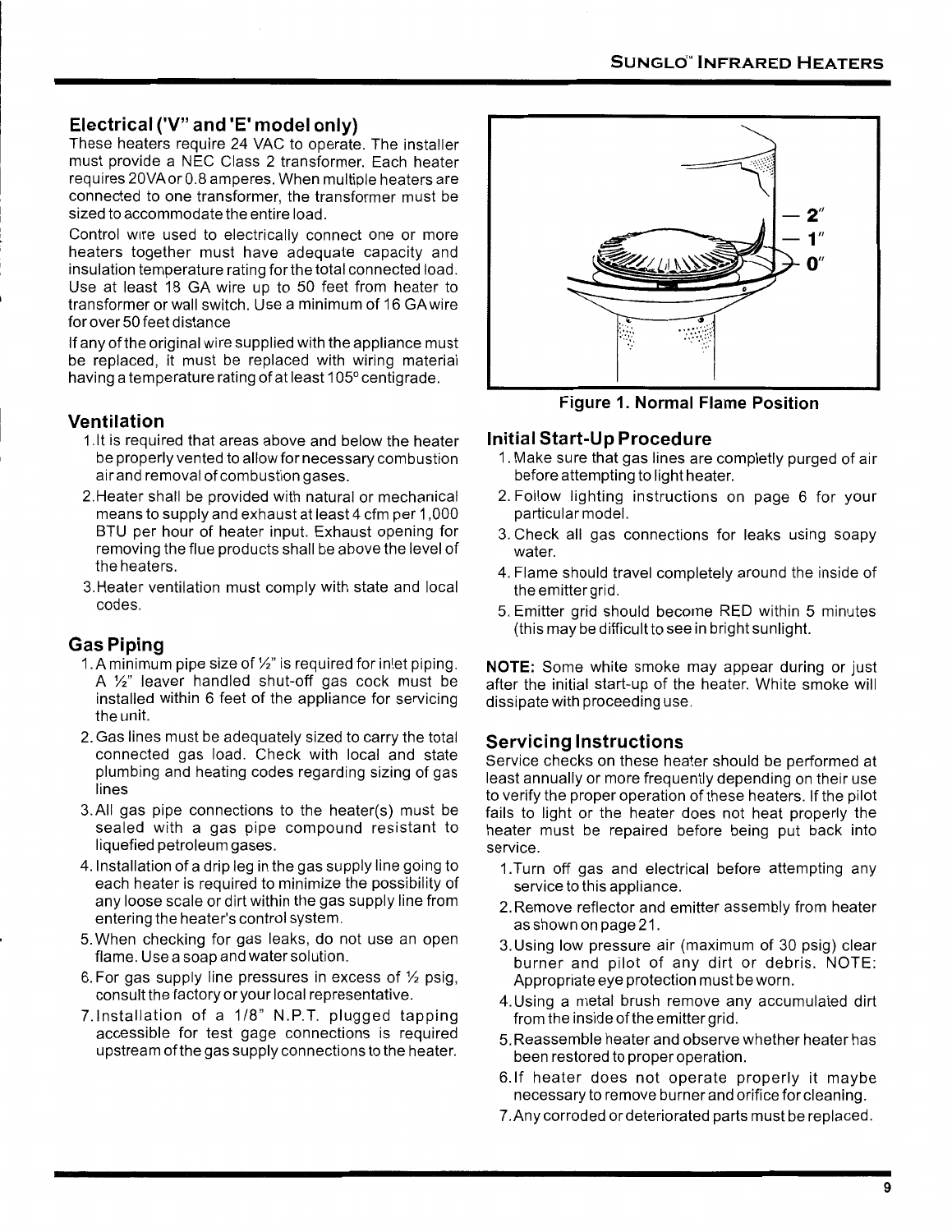## Electrical ('V" and 'E' model only)

These heaters require 24 VAC to operate. The installer must provide a NEC Class 2 transformer. Each heater requires 20VA or 0.8 amperes. When multiple heaters are connected to one transformer, the transformer must be sized to accommodate the entire load.

Control wire used to electrically connect one or more heaters together must have adequate capacity and insulation temperature rating for the total connected load. Use at least 18 GA wire up to 50 feet from heater to transformer or wall switch. Use a minimum of 16 GA wire for over 50 feet distance

If any of the original wire supplied with the appliance must be replaced, it must be replaced with wiring material having a temperature rating of at least 105° centigrade.

## Ventilation

1. It is required that areas above and below the heater be properly vented to allow for necessary combustion air and removal of combustion gases.
2. Heater shall be provided with natural or mechanical means to supply and exhaust at least 4 cfm per 1,000 BTU per hour of heater input. Exhaust opening for removing the flue products shall be above the level of the heaters.
3. Heater ventilation must comply with state and local codes.

## Gas Piping

1. A minimum pipe size of ½" is required for inlet piping. A ½" leaver handled shut-off gas cock must be installed within 6 feet of the appliance for servicing the unit.
2. Gas lines must be adequately sized to carry the total connected gas load. Check with local and state plumbing and heating codes regarding sizing of gas lines
3. All gas pipe connections to the heater(s) must be sealed with a gas pipe compound resistant to liquefied petroleum gases.
4. Installation of a drip leg in the gas supply line going to each heater is required to minimize the possibility of any loose scale or dirt within the gas supply line from entering the heater's control system.
5. When checking for gas leaks, do not use an open flame. Use a soap and water solution.
6. For gas supply line pressures in excess of ½ psig, consult the factory or your local representative.
7. Installation of a 1/8" N.P.T. plugged tapping accessible for test gage connections is required upstream of the gas supply connections to the heater.

2"
1"
0"

**Figure 1. Normal Flame Position**

## Initial Start-Up Procedure

1. Make sure that gas lines are completly purged of air before attempting to light heater.
2. Follow lighting instructions on page 6 for your particular model.
3. Check all gas connections for leaks using soapy water.
4. Flame should travel completely around the inside of the emitter grid.
5. Emitter grid should become RED within 5 minutes (this may be difficult to see in bright sunlight.

**NOTE:** Some white smoke may appear during or just after the initial start-up of the heater. White smoke will dissipate with proceeding use.

## Servicing Instructions

Service checks on these heater should be performed at least annually or more frequently depending on their use to verify the proper operation of these heaters. If the pilot fails to light or the heater does not heat properly the heater must be repaired before being put back into service.

1. Turn off gas and electrical before attempting any service to this appliance.
2. Remove reflector and emitter assembly from heater as shown on page 21.
3. Using low pressure air (maximum of 30 psig) clear burner and pilot of any dirt or debris. NOTE: Appropriate eye protection must be worn.
4. Using a metal brush remove any accumulated dirt from the inside of the emitter grid.
5. Reassemble heater and observe whether heater has been restored to proper operation.
6. If heater does not operate properly it maybe necessary to remove burner and orifice for cleaning.
7. Any corroded or deteriorated parts must be replaced.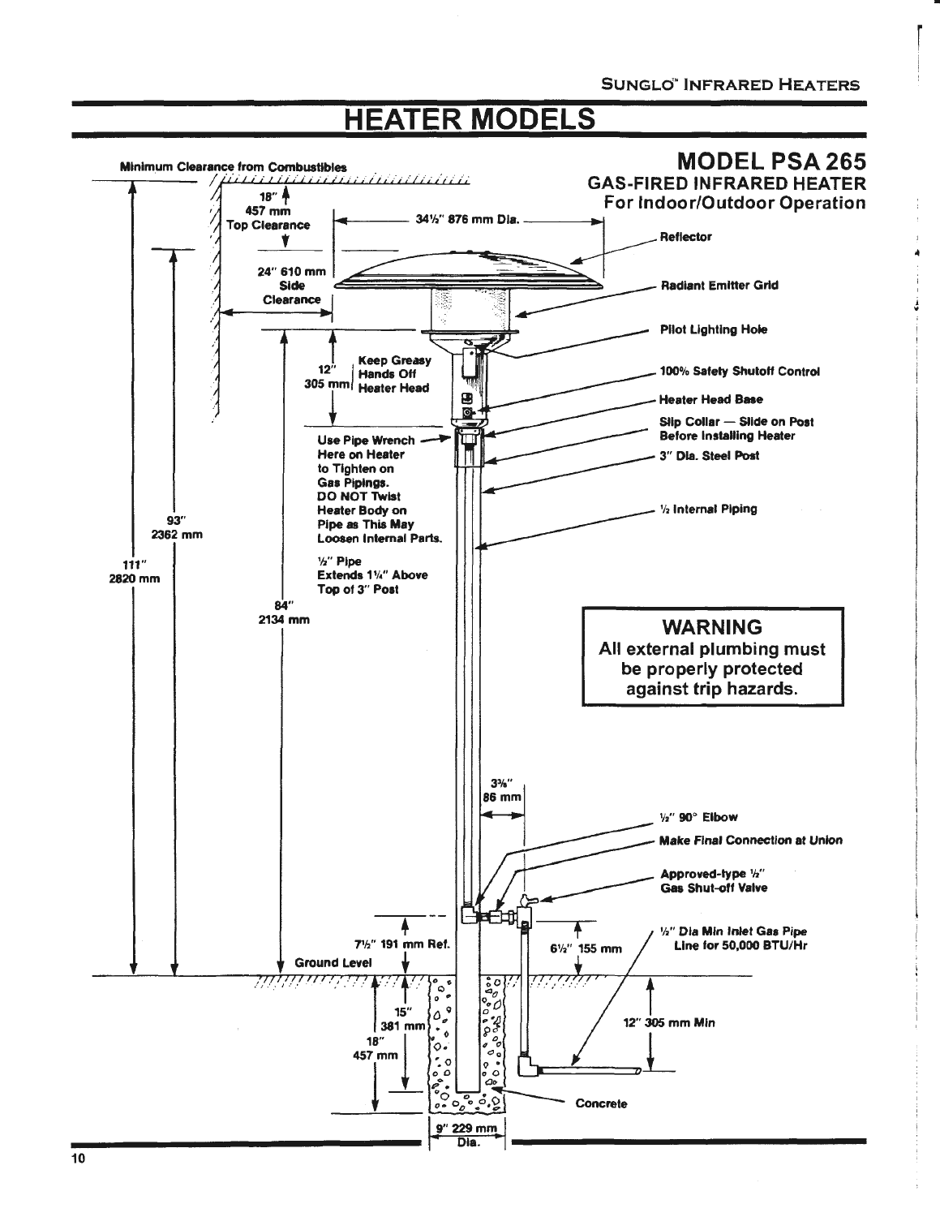# HEATER MODELS

## MODEL PSA 265

### GAS-FIRED INFRARED HEATER
### For Indoor/Outdoor Operation

Minimum Clearance from Combustibles

18" 457 mm Top Clearance

34½" 876 mm Dia.

Reflector

24" 610 mm Side Clearance

Radiant Emitter Grid

Pilot Lighting Hole

12" 305 mm Keep Greasy Hands Off Heater Head

100% Safety Shutoff Control

Heater Head Base

Use Pipe Wrench Here on Heater to Tighten on Gas Pipings. DO NOT Twist Heater Body on Pipe as This May Loosen Internal Parts.

Slip Collar — Slide on Post Before Installing Heater

3" Dia. Steel Post

½ Internal Piping

93" 2362 mm

111" 2820 mm

½" Pipe Extends 1¼" Above Top of 3" Post

84" 2134 mm

> **WARNING**
> All external plumbing must be properly protected against trip hazards.

3⅜" 86 mm

½" 90° Elbow

Make Final Connection at Union

Approved-type ½" Gas Shut-off Valve

7½" 191 mm Ref.

Ground Level

6½" 155 mm

½" Dia Min Inlet Gas Pipe Line for 50,000 BTU/Hr

15" 381 mm

18" 457 mm

12" 305 mm Min

Concrete

9" 229 mm Dia.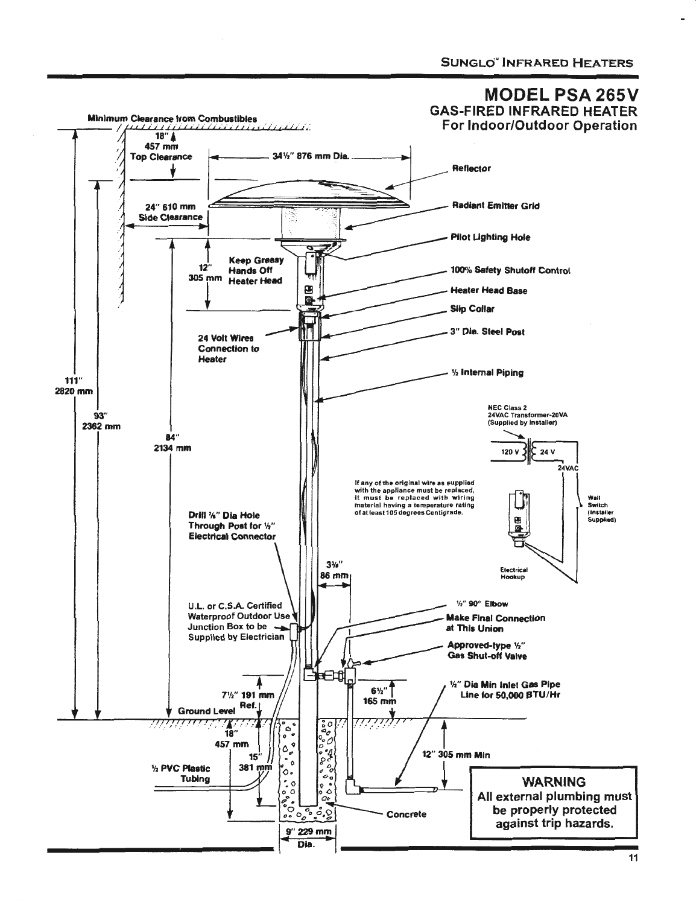# MODEL PSA 265V

## GAS-FIRED INFRARED HEATER
## For Indoor/Outdoor Operation

Minimum Clearance from Combustibles

18" 457 mm Top Clearance

34½" 876 mm Dia.

24" 610 mm Side Clearance

12" 305 mm

Keep Greasy Hands Off Heater Head

Reflector

Radiant Emitter Grid

Pilot Lighting Hole

100% Safety Shutoff Control

Heater Head Base

Slip Collar

3" Dia. Steel Post

½ Internal Piping

24 Volt Wires Connection to Heater

111" 2820 mm

93" 2362 mm

84" 2134 mm

NEC Class 2 24VAC Transformer-20VA (Supplied by Installer)

120 V | 24 V | 24VAC

If any of the original wire as supplied with the appliance must be replaced, it must be replaced with wiring material having a temperature rating of at least 105 degrees Centigrade.

Wall Switch (Installer Supplied)

Electrical Hookup

Drill ⅞" Dia Hole Through Post for ½" Electrical Connector

3⅜" 86 mm

U.L. or C.S.A. Certified Waterproof Outdoor Use Junction Box to be Supplied by Electrician

½" 90° Elbow

Make Final Connection at This Union

Approved-type ½" Gas Shut-off Valve

7½" 191 mm

6½" 165 mm

½" Dia Min Inlet Gas Pipe Line for 50,000 BTU/Hr

Ground Level Ref.

18" 457 mm

15" 381 mm

½ PVC Plastic Tubing

12" 305 mm Min

Concrete

9" 229 mm Dia.

**WARNING**
**All external plumbing must be properly protected against trip hazards.**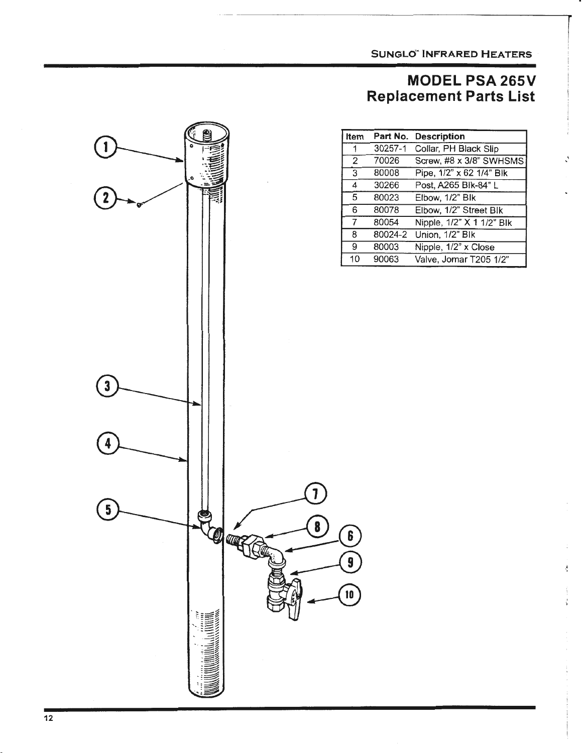# MODEL PSA 265V
## Replacement Parts List

| Item | Part No. | Description |
|---|---|---|
| 1 | 30257-1 | Collar, PH Black Slip |
| 2 | 70026 | Screw, #8 x 3/8" SWHSMS |
| 3 | 80008 | Pipe, 1/2" x 62 1/4" Blk |
| 4 | 30266 | Post, A265 Blk-84" L |
| 5 | 80023 | Elbow, 1/2" Blk |
| 6 | 80078 | Elbow, 1/2" Street Blk |
| 7 | 80054 | Nipple, 1/2" X 1 1/2" Blk |
| 8 | 80024-2 | Union, 1/2" Blk |
| 9 | 80003 | Nipple, 1/2" x Close |
| 10 | 90063 | Valve, Jomar T205 1/2" |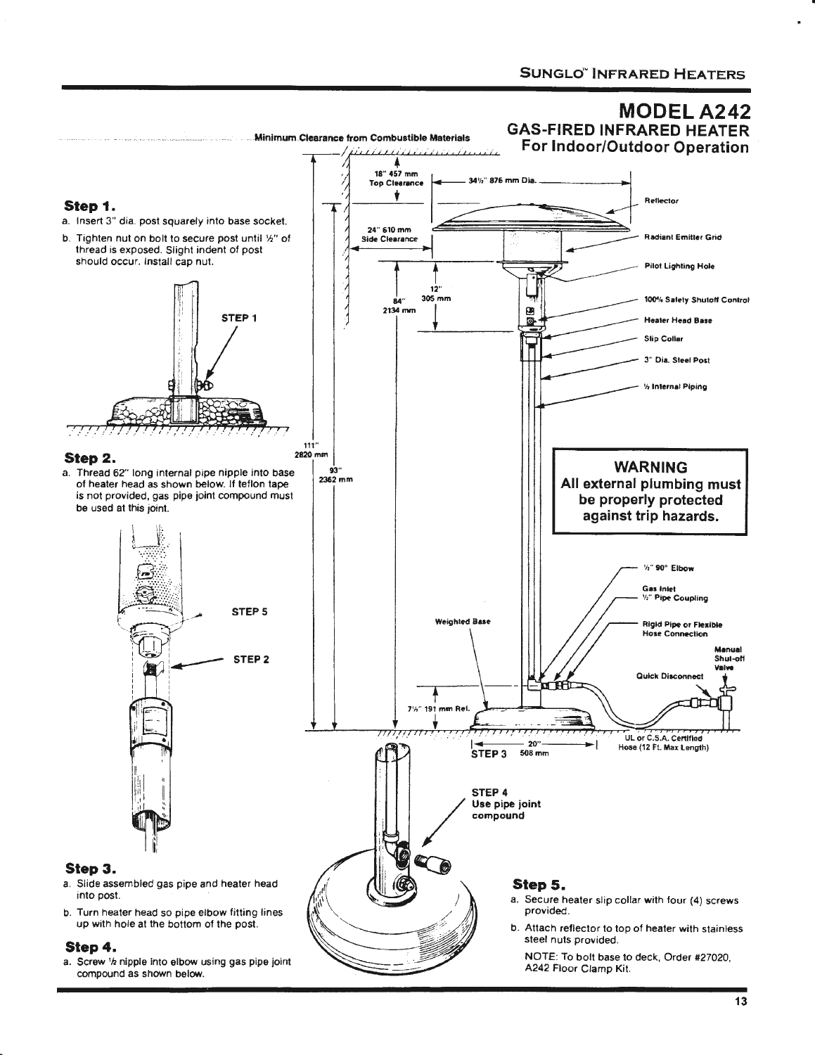# MODEL A242

## GAS-FIRED INFRARED HEATER

### For Indoor/Outdoor Operation

Minimum Clearance from Combustible Materials

18" 457 mm Top Clearance

34½" 876 mm Dia.

24" 610 mm Side Clearance

12" 305 mm

84" 2134 mm

111" 2820 mm

93" 2362 mm

7½" 191 mm Ref.

20" 508 mm

Reflector

Radiant Emitter Grid

Pilot Lighting Hole

100% Safety Shutoff Control

Heater Head Base

Slip Collar

3" Dia. Steel Post

½ Internal Piping

½" 90° Elbow

Gas Inlet ½" Pipe Coupling

Rigid Pipe or Flexible Hose Connection

Manual Shut-off Valve

Quick Disconnect

Weighted Base

UL or C.S.A. Certified Hose (12 Ft. Max Length)

**WARNING**

**All external plumbing must be properly protected against trip hazards.**

### Step 1.

a. Insert 3" dia. post squarely into base socket.

b. Tighten nut on bolt to secure post until ½" of thread is exposed. Slight indent of post should occur. Install cap nut.

STEP 1

### Step 2.

a. Thread 62" long internal pipe nipple into base of heater head as shown below. If teflon tape is not provided, gas pipe joint compound must be used at this joint.

STEP 5

STEP 2

### Step 3.

a. Slide assembled gas pipe and heater head into post.

b. Turn heater head so pipe elbow fitting lines up with hole at the bottom of the post.

STEP 3

### Step 4.

a. Screw ½ nipple into elbow using gas pipe joint compound as shown below.

STEP 4
Use pipe joint compound

### Step 5.

a. Secure heater slip collar with four (4) screws provided.

b. Attach reflector to top of heater with stainless steel nuts provided.

NOTE: To bolt base to deck, Order #27020, A242 Floor Clamp Kit.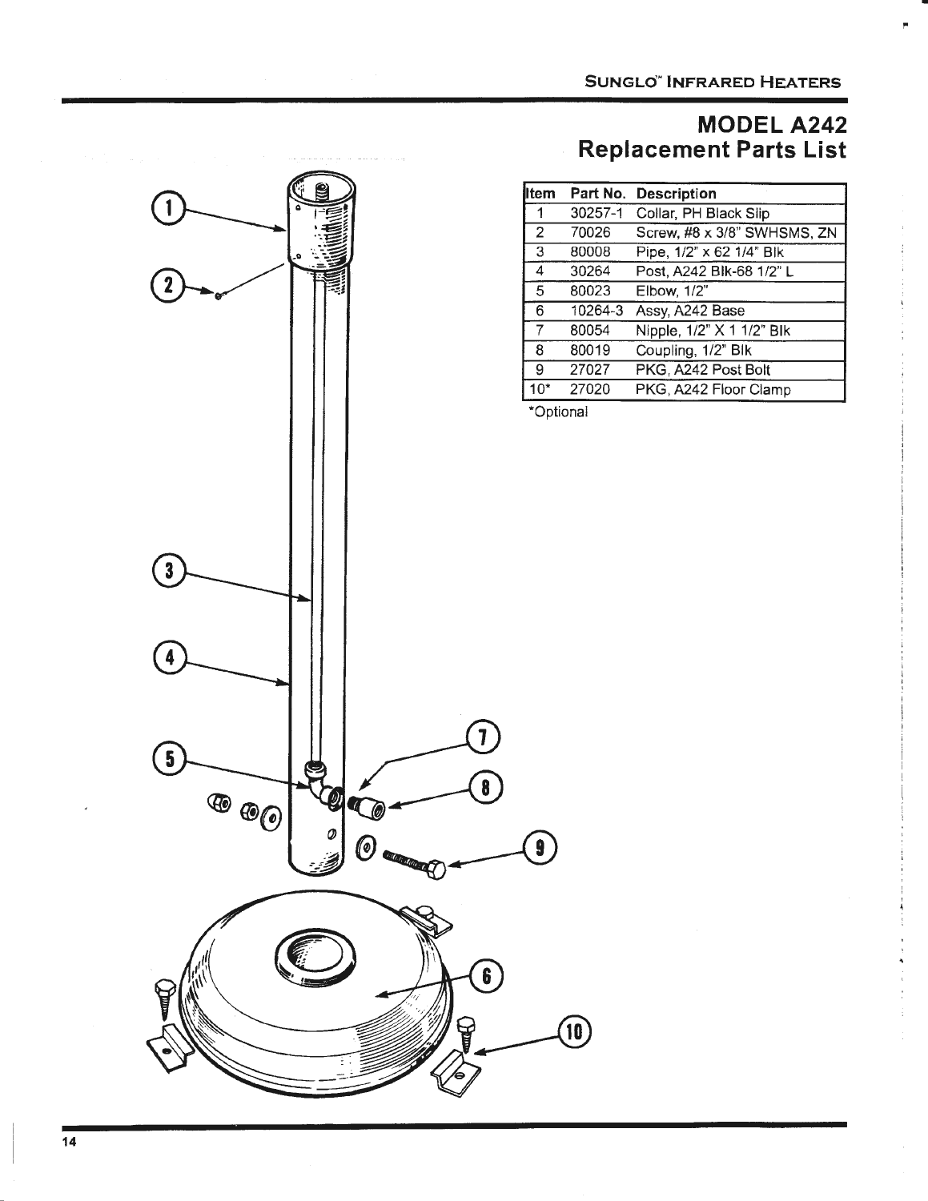# MODEL A242
## Replacement Parts List

| Item | Part No. | Description |
|---|---|---|
| 1 | 30257-1 | Collar, PH Black Slip |
| 2 | 70026 | Screw, #8 x 3/8" SWHSMS, ZN |
| 3 | 80008 | Pipe, 1/2" x 62 1/4" Blk |
| 4 | 30264 | Post, A242 Blk-68 1/2" L |
| 5 | 80023 | Elbow, 1/2" |
| 6 | 10264-3 | Assy, A242 Base |
| 7 | 80054 | Nipple, 1/2" X 1 1/2" Blk |
| 8 | 80019 | Coupling, 1/2" Blk |
| 9 | 27027 | PKG, A242 Post Bolt |
| 10* | 27020 | PKG, A242 Floor Clamp |

*Optional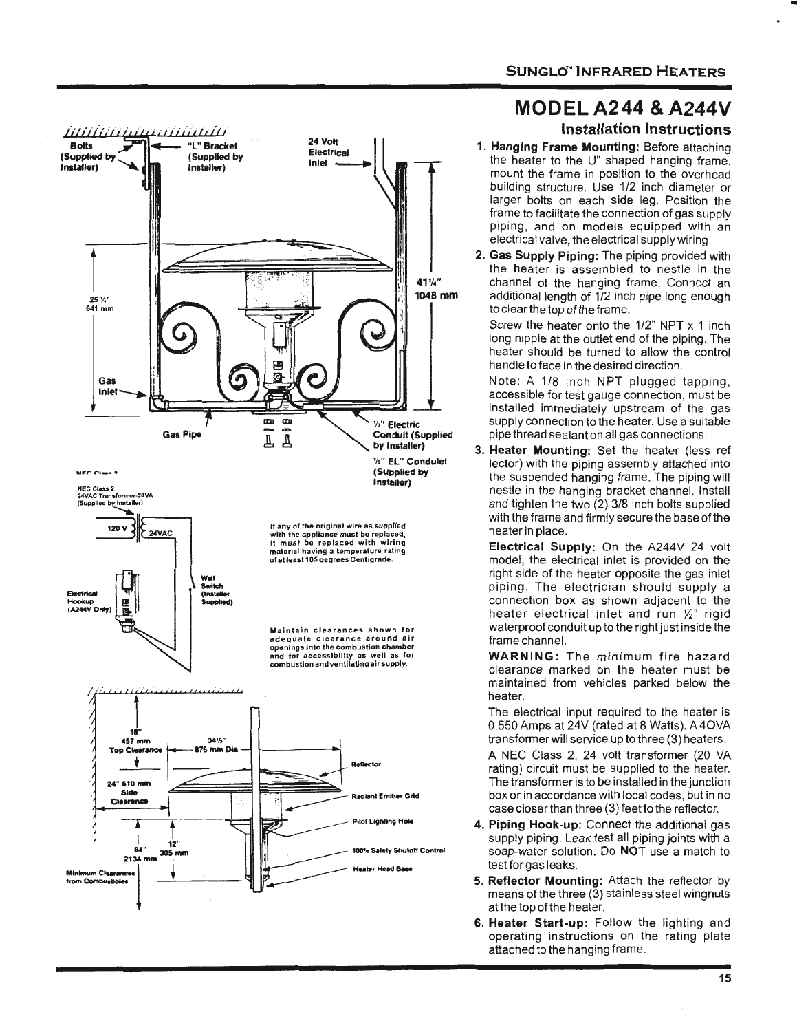## MODEL A244 & A244V

### Installation Instructions

1. **Hanging Frame Mounting:** Before attaching the heater to the U" shaped hanging frame, mount the frame in position to the overhead building structure. Use 1/2 inch diameter or larger bolts on each side leg. Position the frame to facilitate the connection of gas supply piping, and on models equipped with an electrical valve, the electrical supply wiring.

2. **Gas Supply Piping:** The piping provided with the heater is assembled to nestle in the channel of the hanging frame. Connect an additional length of 1/2 inch pipe long enough to clear the top of the frame.

   Screw the heater onto the 1/2" NPT x 1 inch long nipple at the outlet end of the piping. The heater should be turned to allow the control handle to face in the desired direction.

   Note: A 1/8 inch NPT plugged tapping, accessible for test gauge connection, must be installed immediately upstream of the gas supply connection to the heater. Use a suitable pipe thread sealant on all gas connections.

3. **Heater Mounting:** Set the heater (less reflector) with the piping assembly attached into the suspended hanging frame. The piping will nestle in the hanging bracket channel. Install and tighten the two (2) 3/8 inch bolts supplied with the frame and firmly secure the base of the heater in place.

   **Electrical Supply:** On the A244V 24 volt model, the electrical inlet is provided on the right side of the heater opposite the gas inlet piping. The electrician should supply a connection box as shown adjacent to the heater electrical inlet and run ½" rigid waterproof conduit up to the right just inside the frame channel.

   **WARNING:** The minimum fire hazard clearance marked on the heater must be maintained from vehicles parked below the heater.

   The electrical input required to the heater is 0.550 Amps at 24V (rated at 8 Watts). A 40VA transformer will service up to three (3) heaters.

   A NEC Class 2, 24 volt transformer (20 VA rating) circuit must be supplied to the heater. The transformer is to be installed in the junction box or in accordance with local codes, but in no case closer than three (3) feet to the reflector.

4. **Piping Hook-up:** Connect the additional gas supply piping. Leak test all piping joints with a soap-water solution. Do **NOT** use a match to test for gas leaks.

5. **Reflector Mounting:** Attach the reflector by means of the three (3) stainless steel wingnuts at the top of the heater.

6. **Heater Start-up:** Follow the lighting and operating instructions on the rating plate attached to the hanging frame.

Bolts (Supplied by Installer)

"L" Bracket (Supplied by Installer)

24 Volt Electrical Inlet

25 ¼" 641 mm

41¼" 1048 mm

Gas Inlet

Gas Pipe

½" Electric Conduit (Supplied by Installer)

½" EL" Condulet (Supplied by Installer)

NEC Class 2 24VAC Transformer-20VA (Supplied by Installer)

120 V 24VAC

Electrical Hookup (A244V Only)

Wall Switch (Installer Supplied)

If any of the original wire as supplied with the appliance must be replaced, it must be replaced with wiring material having a temperature rating of at least 105 degrees Centigrade.

Maintain clearances shown for adequate clearance around air openings into the combustion chamber and for accessibility as well as for combustion and ventilating air supply.

18" 457 mm Top Clearance

34½" 876 mm Dia.

24" 610 mm Side Clearance

84" 2134 mm

12" 305 mm

Minimum Clearances from Combustibles

Reflector

Radiant Emitter Grid

Pilot Lighting Hole

100% Safety Shutoff Control

Heater Head Base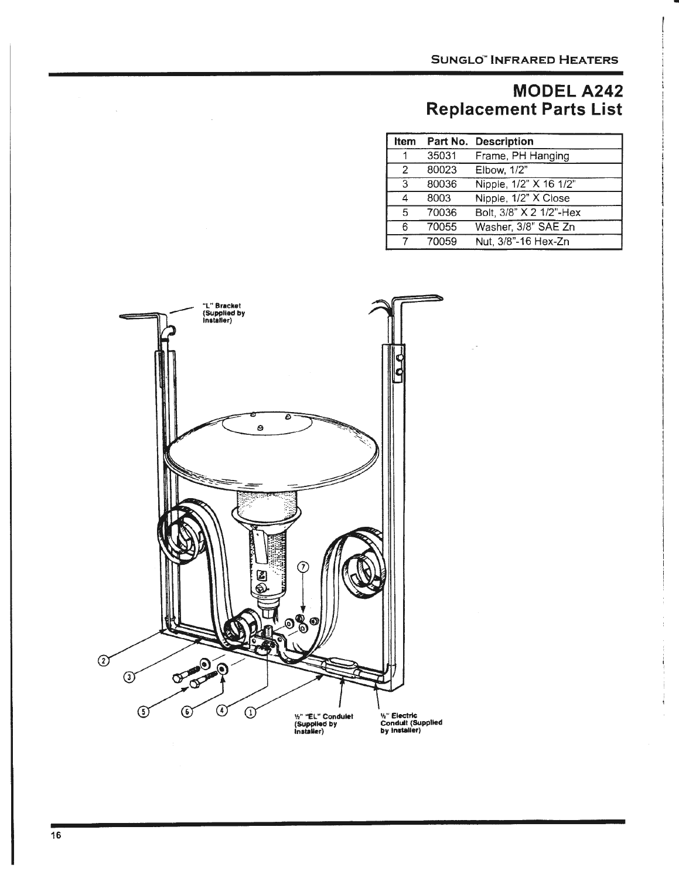# MODEL A242
## Replacement Parts List

| Item | Part No. | Description |
|---|---|---|
| 1 | 35031 | Frame, PH Hanging |
| 2 | 80023 | Elbow, 1/2" |
| 3 | 80036 | Nipple, 1/2" X 16 1/2" |
| 4 | 8003 | Nipple, 1/2" X Close |
| 5 | 70036 | Bolt, 3/8" X 2 1/2"-Hex |
| 6 | 70055 | Washer, 3/8" SAE Zn |
| 7 | 70059 | Nut, 3/8"-16 Hex-Zn |

"L" Bracket (Supplied by Installer)

½" "EL" Condulet (Supplied by Installer)

½" Electric Conduit (Supplied by Installer)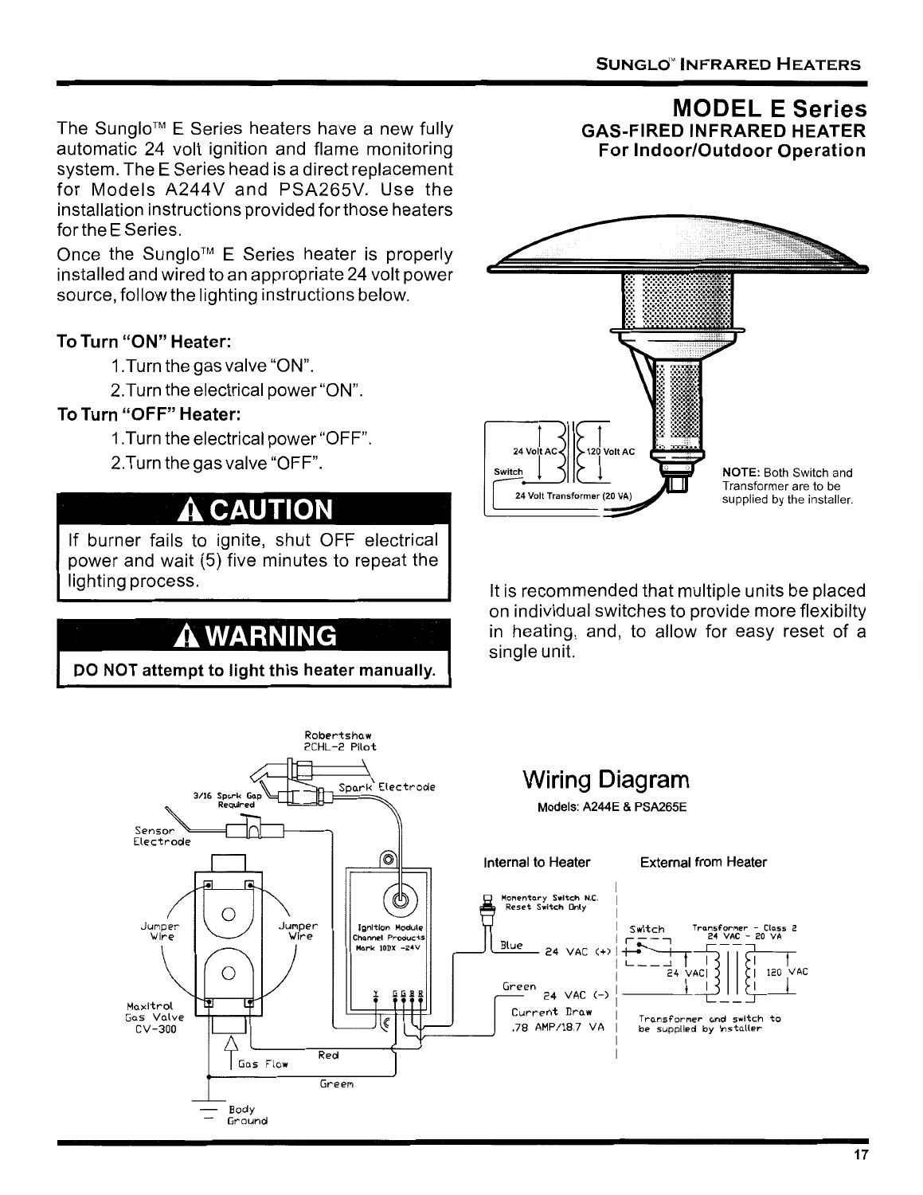## MODEL E Series

### GAS-FIRED INFRARED HEATER
### For Indoor/Outdoor Operation

The Sunglo™ E Series heaters have a new fully automatic 24 volt ignition and flame monitoring system. The E Series head is a direct replacement for Models A244V and PSA265V. Use the installation instructions provided for those heaters for the E Series.

Once the Sunglo™ E Series heater is properly installed and wired to an appropriate 24 volt power source, follow the lighting instructions below.

**To Turn "ON" Heater:**

1. Turn the gas valve "ON".
2. Turn the electrical power "ON".

**To Turn "OFF" Heater:**

1. Turn the electrical power "OFF".
2. Turn the gas valve "OFF".

> **⚠ CAUTION**
>
> If burner fails to ignite, shut OFF electrical power and wait (5) five minutes to repeat the lighting process.

> **⚠ WARNING**
>
> **DO NOT attempt to light this heater manually.**

24 Volt AC | 120 Volt AC | Switch | 24 Volt Transformer (20 VA)

**NOTE:** Both Switch and Transformer are to be supplied by the installer.

It is recommended that multiple units be placed on individual switches to provide more flexibilty in heating, and, to allow for easy reset of a single unit.

## Wiring Diagram

Models: A244E & PSA265E

Internal to Heater | External from Heater

Robertshaw 2CHL-2 Pilot

3/16 Spark Gap Required

Spark Electrode

Sensor Electrode

Jumper Wire

Jumper Wire

Ignition Module Channel Products Mark 10DX -24V

Maxitrol Gas Valve CV-300

Gas Flow

Red

Greem

Body Ground

Momentary Switch N.C. Reset Switch Only

Blue — 24 VAC (+)

Green — 24 VAC (-)

Current Draw .78 AMP/18.7 VA

Switch

Transformer - Class 2 24 VAC - 20 VA

24 VAC | 120 VAC

Transformer and switch to be supplied by installer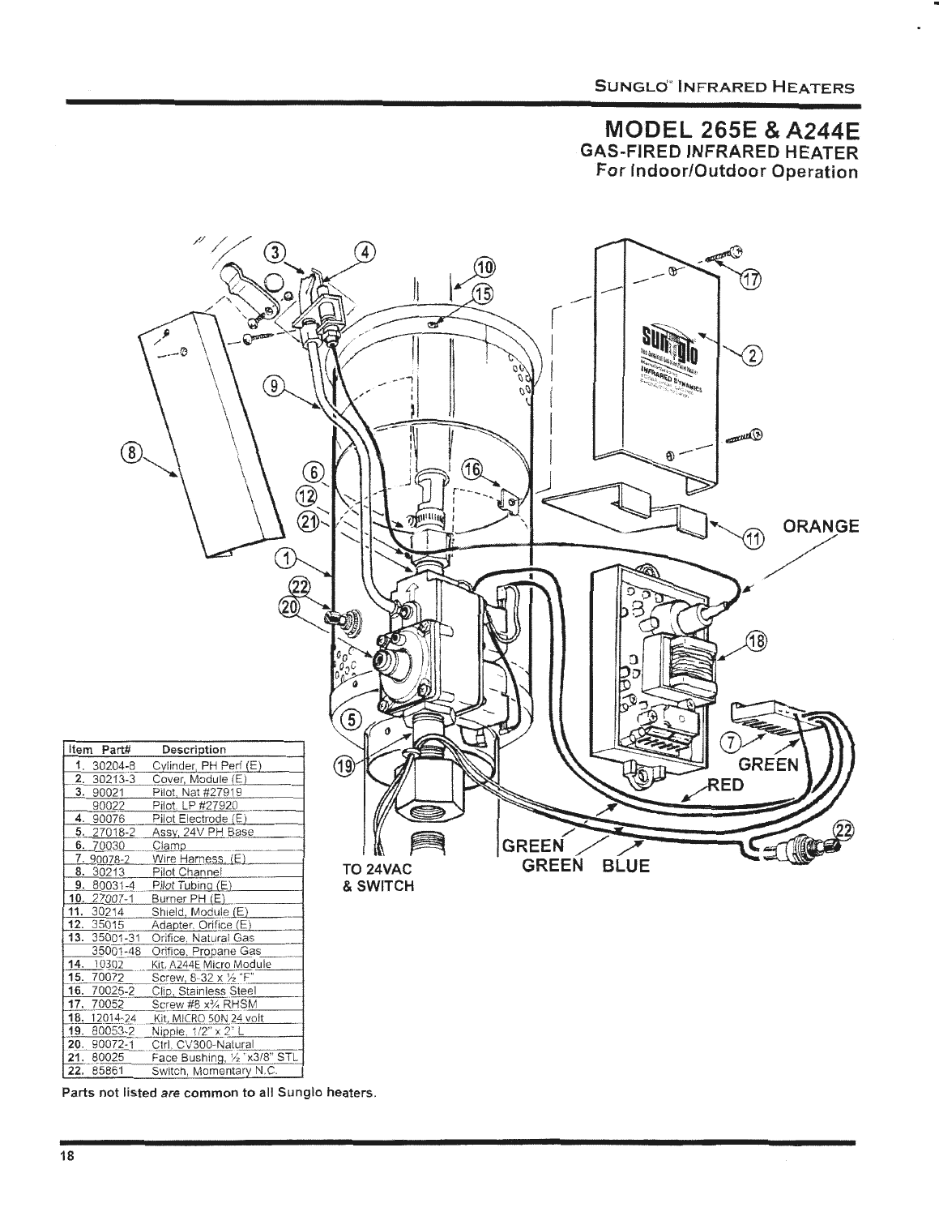# MODEL 265E & A244E

## GAS-FIRED INFRARED HEATER
### For Indoor/Outdoor Operation

ORANGE

GREEN

RED

GREEN

GREEN BLUE

TO 24VAC & SWITCH

| Item | Part# | Description |
|---|---|---|
| 1. | 30204-8 | Cylinder, PH Perf (E) |
| 2. | 30213-3 | Cover, Module (E) |
| 3. | 90021 | Pilot, Nat #27919 |
| | 90022 | Pilot, LP #27920 |
| 4. | 90076 | Pilot Electrode (E) |
| 5. | 27018-2 | Assy, 24V PH Base |
| 6. | 70030 | Clamp |
| 7. | 90078-2 | Wire Harness, (E) |
| 8. | 30213 | Pilot Channel |
| 9. | 80031-4 | Pilot Tubing (E) |
| 10. | 27007-1 | Burner PH (E) |
| 11. | 30214 | Shield, Module (E) |
| 12. | 35015 | Adapter, Orifice (E) |
| 13. | 35001-31 | Orifice, Natural Gas |
| | 35001-48 | Orifice, Propane Gas |
| 14. | 10302 | Kit, A244E Micro Module |
| 15. | 70072 | Screw, 8-32 x ½ "F" |
| 16. | 70025-2 | Clip, Stainless Steel |
| 17. | 70052 | Screw #8 x¾ RHSM |
| 18. | 12014-24 | Kit, MICRO 50N 24 volt |
| 19. | 80053-2 | Nipple, 1/2" x 2" L |
| 20. | 90072-1 | Ctrl. CV300-Natural |
| 21. | 80025 | Face Bushing, ½"x3/8" STL |
| 22. | 85861 | Switch, Momentary N.C. |

Parts not listed *are* common to all Sunglo heaters.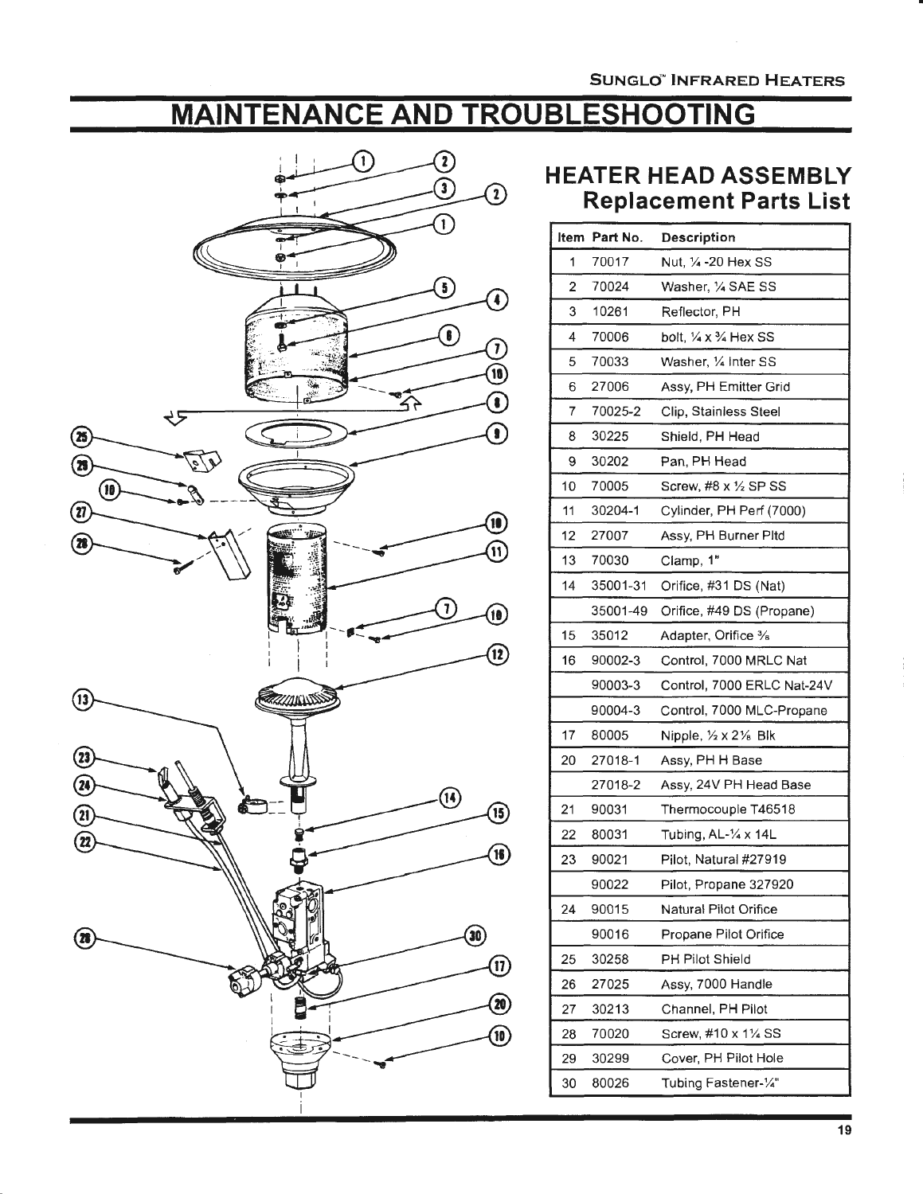# MAINTENANCE AND TROUBLESHOOTING

## HEATER HEAD ASSEMBLY
### Replacement Parts List

| Item | Part No. | Description |
|---|---|---|
| 1 | 70017 | Nut, ¼ -20 Hex SS |
| 2 | 70024 | Washer, ¼ SAE SS |
| 3 | 10261 | Reflector, PH |
| 4 | 70006 | bolt, ¼ x ¾ Hex SS |
| 5 | 70033 | Washer, ¼ Inter SS |
| 6 | 27006 | Assy, PH Emitter Grid |
| 7 | 70025-2 | Clip, Stainless Steel |
| 8 | 30225 | Shield, PH Head |
| 9 | 30202 | Pan, PH Head |
| 10 | 70005 | Screw, #8 x ½ SP SS |
| 11 | 30204-1 | Cylinder, PH Perf (7000) |
| 12 | 27007 | Assy, PH Burner Pltd |
| 13 | 70030 | Clamp, 1" |
| 14 | 35001-31 | Orifice, #31 DS (Nat) |
| | 35001-49 | Orifice, #49 DS (Propane) |
| 15 | 35012 | Adapter, Orifice ⅜ |
| 16 | 90002-3 | Control, 7000 MRLC Nat |
| | 90003-3 | Control, 7000 ERLC Nat-24V |
| | 90004-3 | Control, 7000 MLC-Propane |
| 17 | 80005 | Nipple, ½ x 2⅞ Blk |
| 20 | 27018-1 | Assy, PH H Base |
| | 27018-2 | Assy, 24V PH Head Base |
| 21 | 90031 | Thermocouple T46518 |
| 22 | 80031 | Tubing, AL-¼ x 14L |
| 23 | 90021 | Pilot, Natural #27919 |
| | 90022 | Pilot, Propane 327920 |
| 24 | 90015 | Natural Pilot Orifice |
| | 90016 | Propane Pilot Orifice |
| 25 | 30258 | PH Pilot Shield |
| 26 | 27025 | Assy, 7000 Handle |
| 27 | 30213 | Channel, PH Pilot |
| 28 | 70020 | Screw, #10 x 1¼ SS |
| 29 | 30299 | Cover, PH Pilot Hole |
| 30 | 80026 | Tubing Fastener-¼" |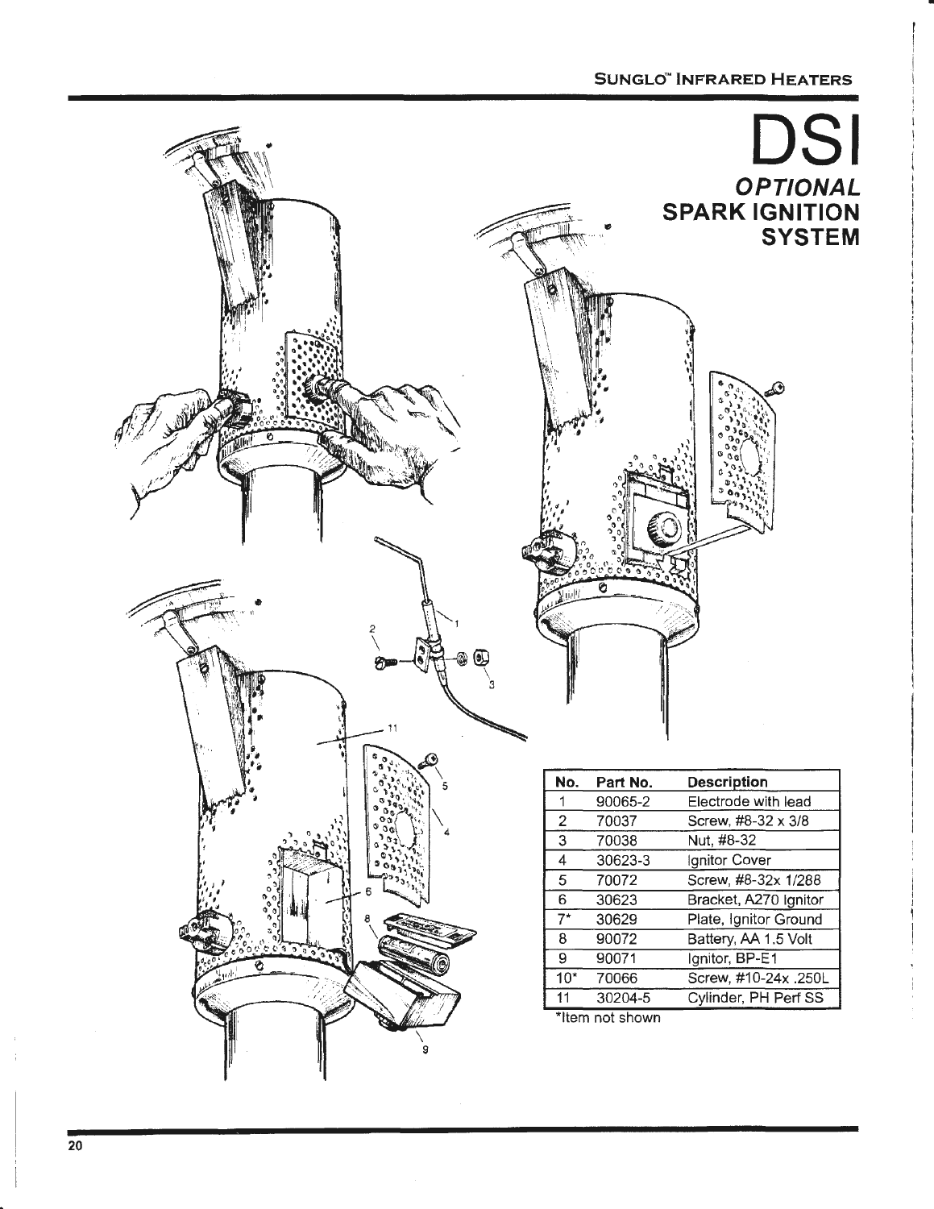# DSI

## *OPTIONAL* SPARK IGNITION SYSTEM

| No. | Part No. | Description |
|---|---|---|
| 1 | 90065-2 | Electrode with lead |
| 2 | 70037 | Screw, #8-32 x 3/8 |
| 3 | 70038 | Nut, #8-32 |
| 4 | 30623-3 | Ignitor Cover |
| 5 | 70072 | Screw, #8-32x 1/288 |
| 6 | 30623 | Bracket, A270 Ignitor |
| 7* | 30629 | Plate, Ignitor Ground |
| 8 | 90072 | Battery, AA 1.5 Volt |
| 9 | 90071 | Ignitor, BP-E1 |
| 10* | 70066 | Screw, #10-24x .250L |
| 11 | 30204-5 | Cylinder, PH Perf SS |

*Item not shown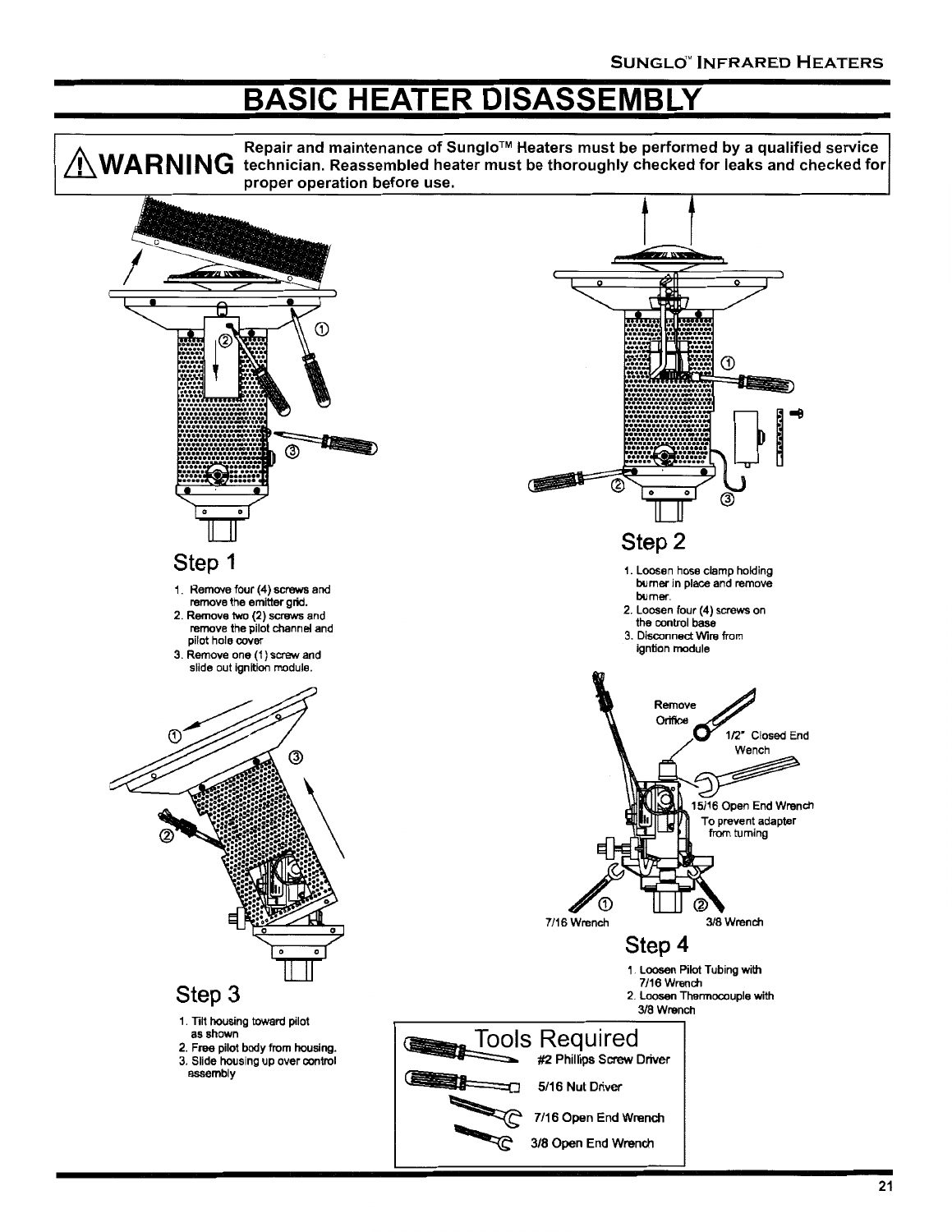# BASIC HEATER DISASSEMBLY

> ⚠**WARNING** **Repair and maintenance of Sunglo™ Heaters must be performed by a qualified service technician. Reassembled heater must be thoroughly checked for leaks and checked for proper operation before use.**

## Step 1

1. Remove four (4) screws and remove the emitter grid.
2. Remove two (2) screws and remove the pilot channel and pilot hole cover
3. Remove one (1) screw and slide out ignition module.

## Step 2

1. Loosen hose clamp holding burner in place and remove burner.
2. Loosen four (4) screws on the control base
3. Disconnect Wire from igntion module

## Step 3

1. Tilt housing toward pilot as shown
2. Free pilot body from housing.
3. Slide housing up over control assembly

## Step 4

Remove Orifice — 1/2" Closed End Wench

15/16 Open End Wrench — To prevent adapter from turning

7/16 Wrench

3/8 Wrench

1. Loosen Pilot Tubing with 7/16 Wrench
2. Loosen Thermocouple with 3/8 Wrench

## Tools Required

- #2 Phillips Screw Driver
- 5/16 Nut Driver
- 7/16 Open End Wrench
- 3/8 Open End Wrench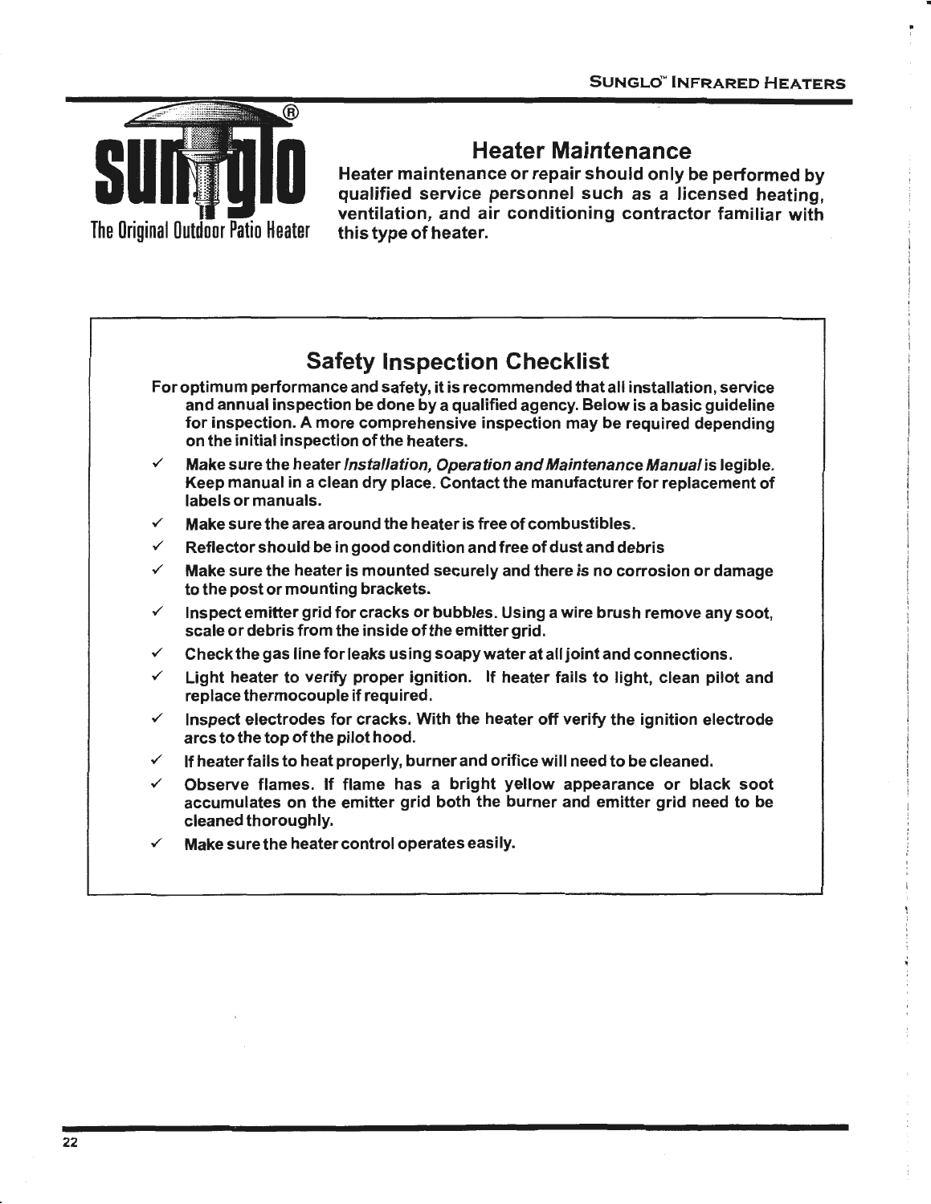sunglo®

The Original Outdoor Patio Heater

# Heater Maintenance

**Heater maintenance or repair should only be performed by qualified service personnel such as a licensed heating, ventilation, and air conditioning contractor familiar with this type of heater.**

## Safety Inspection Checklist

**For optimum performance and safety, it is recommended that all installation, service and annual inspection be done by a qualified agency. Below is a basic guideline for inspection. A more comprehensive inspection may be required depending on the initial inspection of the heaters.**

- ✓ **Make sure the heater *Installation, Operation and Maintenance Manual* is legible. Keep manual in a clean dry place. Contact the manufacturer for replacement of labels or manuals.**
- ✓ **Make sure the area around the heater is free of combustibles.**
- ✓ **Reflector should be in good condition and free of dust and debris**
- ✓ **Make sure the heater is mounted securely and there is no corrosion or damage to the post or mounting brackets.**
- ✓ **Inspect emitter grid for cracks or bubbles. Using a wire brush remove any soot, scale or debris from the inside of the emitter grid.**
- ✓ **Check the gas line for leaks using soapy water at all joint and connections.**
- ✓ **Light heater to verify proper ignition. If heater fails to light, clean pilot and replace thermocouple if required.**
- ✓ **Inspect electrodes for cracks. With the heater off verify the ignition electrode arcs to the top of the pilot hood.**
- ✓ **If heater fails to heat properly, burner and orifice will need to be cleaned.**
- ✓ **Observe flames. If flame has a bright yellow appearance or black soot accumulates on the emitter grid both the burner and emitter grid need to be cleaned thoroughly.**
- ✓ **Make sure the heater control operates easily.**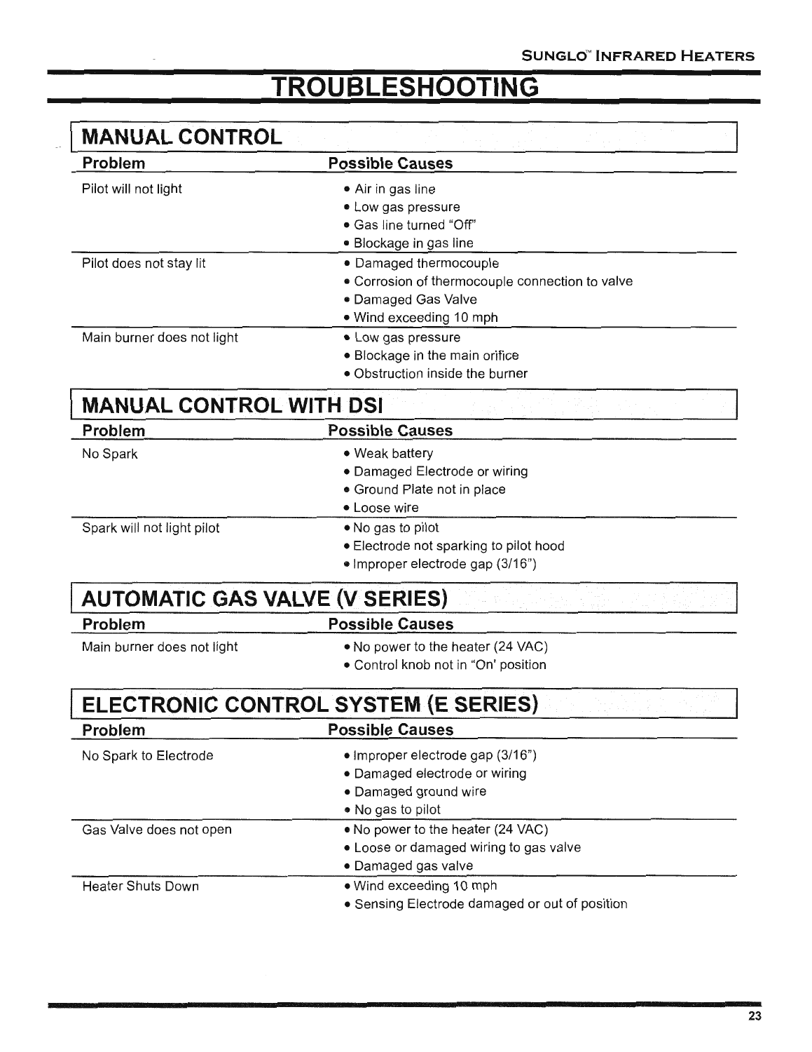# TROUBLESHOOTING

## MANUAL CONTROL

| Problem | Possible Causes |
|---|---|
| Pilot will not light | • Air in gas line<br>• Low gas pressure<br>• Gas line turned "Off"<br>• Blockage in gas line |
| Pilot does not stay lit | • Damaged thermocouple<br>• Corrosion of thermocouple connection to valve<br>• Damaged Gas Valve<br>• Wind exceeding 10 mph |
| Main burner does not light | • Low gas pressure<br>• Blockage in the main orifice<br>• Obstruction inside the burner |

## MANUAL CONTROL WITH DSI

| Problem | Possible Causes |
|---|---|
| No Spark | • Weak battery<br>• Damaged Electrode or wiring<br>• Ground Plate not in place<br>• Loose wire |
| Spark will not light pilot | • No gas to pilot<br>• Electrode not sparking to pilot hood<br>• Improper electrode gap (3/16") |

## AUTOMATIC GAS VALVE (V SERIES)

| Problem | Possible Causes |
|---|---|
| Main burner does not light | • No power to the heater (24 VAC)<br>• Control knob not in "On' position |

## ELECTRONIC CONTROL SYSTEM (E SERIES)

| Problem | Possible Causes |
|---|---|
| No Spark to Electrode | • Improper electrode gap (3/16")<br>• Damaged electrode or wiring<br>• Damaged ground wire<br>• No gas to pilot |
| Gas Valve does not open | • No power to the heater (24 VAC)<br>• Loose or damaged wiring to gas valve<br>• Damaged gas valve |
| Heater Shuts Down | • Wind exceeding 10 mph<br>• Sensing Electrode damaged or out of position |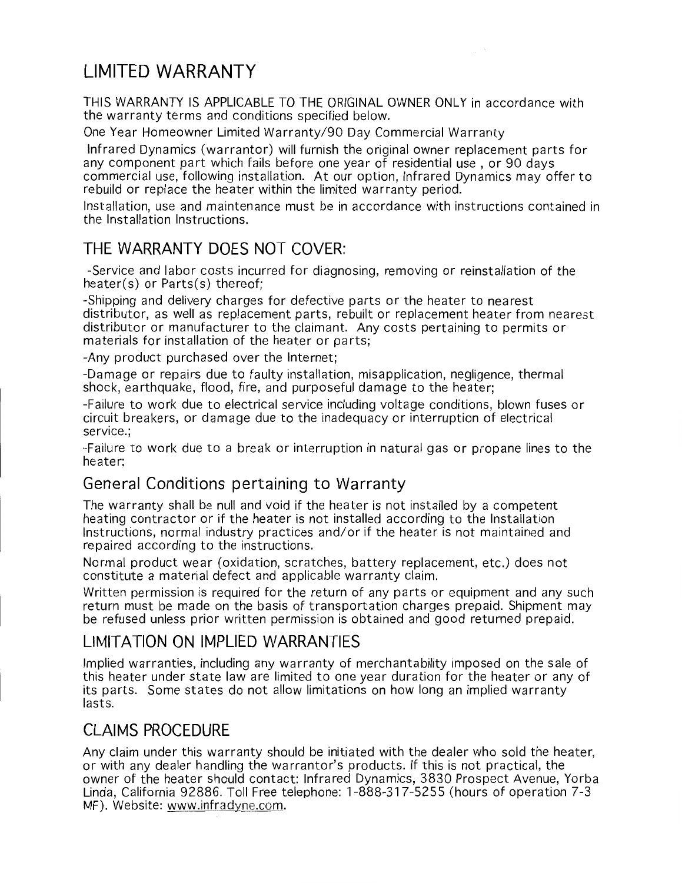# LIMITED WARRANTY

THIS WARRANTY IS APPLICABLE TO THE ORIGINAL OWNER ONLY in accordance with the warranty terms and conditions specified below.

One Year Homeowner Limited Warranty/90 Day Commercial Warranty

Infrared Dynamics (warrantor) will furnish the original owner replacement parts for any component part which fails before one year of residential use , or 90 days commercial use, following installation. At our option, Infrared Dynamics may offer to rebuild or replace the heater within the limited warranty period.

Installation, use and maintenance must be in accordance with instructions contained in the Installation Instructions.

## THE WARRANTY DOES NOT COVER:

-Service and labor costs incurred for diagnosing, removing or reinstallation of the heater(s) or Parts(s) thereof;

-Shipping and delivery charges for defective parts or the heater to nearest distributor, as well as replacement parts, rebuilt or replacement heater from nearest distributor or manufacturer to the claimant. Any costs pertaining to permits or materials for installation of the heater or parts;

-Any product purchased over the Internet;

-Damage or repairs due to faulty installation, misapplication, negligence, thermal shock, earthquake, flood, fire, and purposeful damage to the heater;

-Failure to work due to electrical service including voltage conditions, blown fuses or circuit breakers, or damage due to the inadequacy or interruption of electrical service.;

-Failure to work due to a break or interruption in natural gas or propane lines to the heater;

## General Conditions pertaining to Warranty

The warranty shall be null and void if the heater is not installed by a competent heating contractor or if the heater is not installed according to the Installation Instructions, normal industry practices and/or if the heater is not maintained and repaired according to the instructions.

Normal product wear (oxidation, scratches, battery replacement, etc.) does not constitute a material defect and applicable warranty claim.

Written permission is required for the return of any parts or equipment and any such return must be made on the basis of transportation charges prepaid. Shipment may be refused unless prior written permission is obtained and good returned prepaid.

## LIMITATION ON IMPLIED WARRANTIES

Implied warranties, including any warranty of merchantability imposed on the sale of this heater under state law are limited to one year duration for the heater or any of its parts. Some states do not allow limitations on how long an implied warranty lasts.

## CLAIMS PROCEDURE

Any claim under this warranty should be initiated with the dealer who sold the heater, or with any dealer handling the warrantor's products. If this is not practical, the owner of the heater should contact: Infrared Dynamics, 3830 Prospect Avenue, Yorba Linda, California 92886. Toll Free telephone: 1-888-317-5255 (hours of operation 7-3 MF). Website: www.infradyne.com.